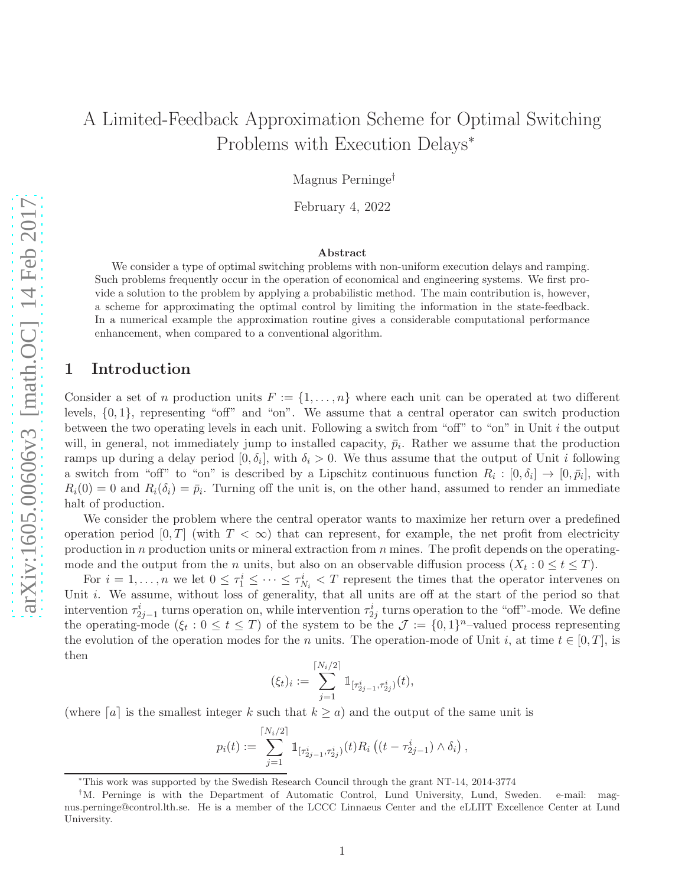# A Limited-Feedback Approximation Scheme for Optimal Switching Problems with Execution Delays*

Magnus Perninge†

February 4, 2022

### Abstract

We consider a type of optimal switching problems with non-uniform execution delays and ramping. Such problems frequently occur in the operation of economical and engineering systems. We first provide a solution to the problem by applying a probabilistic method. The main contribution is, however, a scheme for approximating the optimal control by limiting the information in the state-feedback. In a numerical example the approximation routine gives a considerable computational performance enhancement, when compared to a conventional algorithm.

## 1 Introduction

Consider a set of $n$ production units $F := \{1, \dots, n\}$ where each unit can be operated at two different levels, $\{0, 1\}$, representing "off" and "on". We assume that a central operator can switch production between the two operating levels in each unit. Following a switch from "off" to "on" in Unit $i$ the output will, in general, not immediately jump to installed capacity, $\bar{p}_i$. Rather we assume that the production ramps up during a delay period $[0, \delta_i]$, with $\delta_i > 0$. We thus assume that the output of Unit $i$ following a switch from "off" to "on" is described by a Lipschitz continuous function $R_i : [0, \delta_i] \to [0, \bar{p}_i]$, with $R_i(0) = 0$ and $R_i(\delta_i) = \bar{p}_i$. Turning off the unit is, on the other hand, assumed to render an immediate halt of production.

We consider the problem where the central operator wants to maximize her return over a predefined operation period $[0, T]$ (with $T < \infty$) that can represent, for example, the net profit from electricity production in $n$ production units or mineral extraction from $n$ mines. The profit depends on the operating-mode and the output from the $n$ units, but also on an observable diffusion process $(X_t : 0 \le t \le T)$.

For $i = 1, \dots, n$ we let $0 \le \tau_1^i \le \cdots \le \tau_{N_i}^i < T$ represent the times that the operator intervenes on Unit $i$. We assume, without loss of generality, that all units are off at the start of the period so that intervention $\tau_{2j-1}^i$ turns operation on, while intervention $\tau_{2j}^i$ turns operation to the "off"-mode. We define the operating-mode $(\xi_t : 0 \le t \le T)$ of the system to be the $\mathcal{J} := \{0, 1\}^n$–valued process representing the evolution of the operation modes for the $n$ units. The operation-mode of Unit $i$, at time $t \in [0, T]$, is then

$$(\xi_t)_i := \sum_{j=1}^{\lceil N_i/2 \rceil} \mathbb{1}_{[\tau_{2j-1}^i, \tau_{2j}^i)}(t),$$

(where $\lceil a \rceil$ is the smallest integer $k$ such that $k \ge a$) and the output of the same unit is

$$p_i(t) := \sum_{j=1}^{\lceil N_i/2 \rceil} \mathbb{1}_{[\tau_{2j-1}^i, \tau_{2j}^i)}(t) R_i\left((t - \tau_{2j-1}^i) \wedge \delta_i\right),$$

*This work was supported by the Swedish Research Council through the grant NT-14, 2014-3774

†M. Perninge is with the Department of Automatic Control, Lund University, Lund, Sweden. e-mail: magnus.perninge@control.lth.se. He is a member of the LCCC Linnaeus Center and the eLLIIT Excellence Center at Lund University.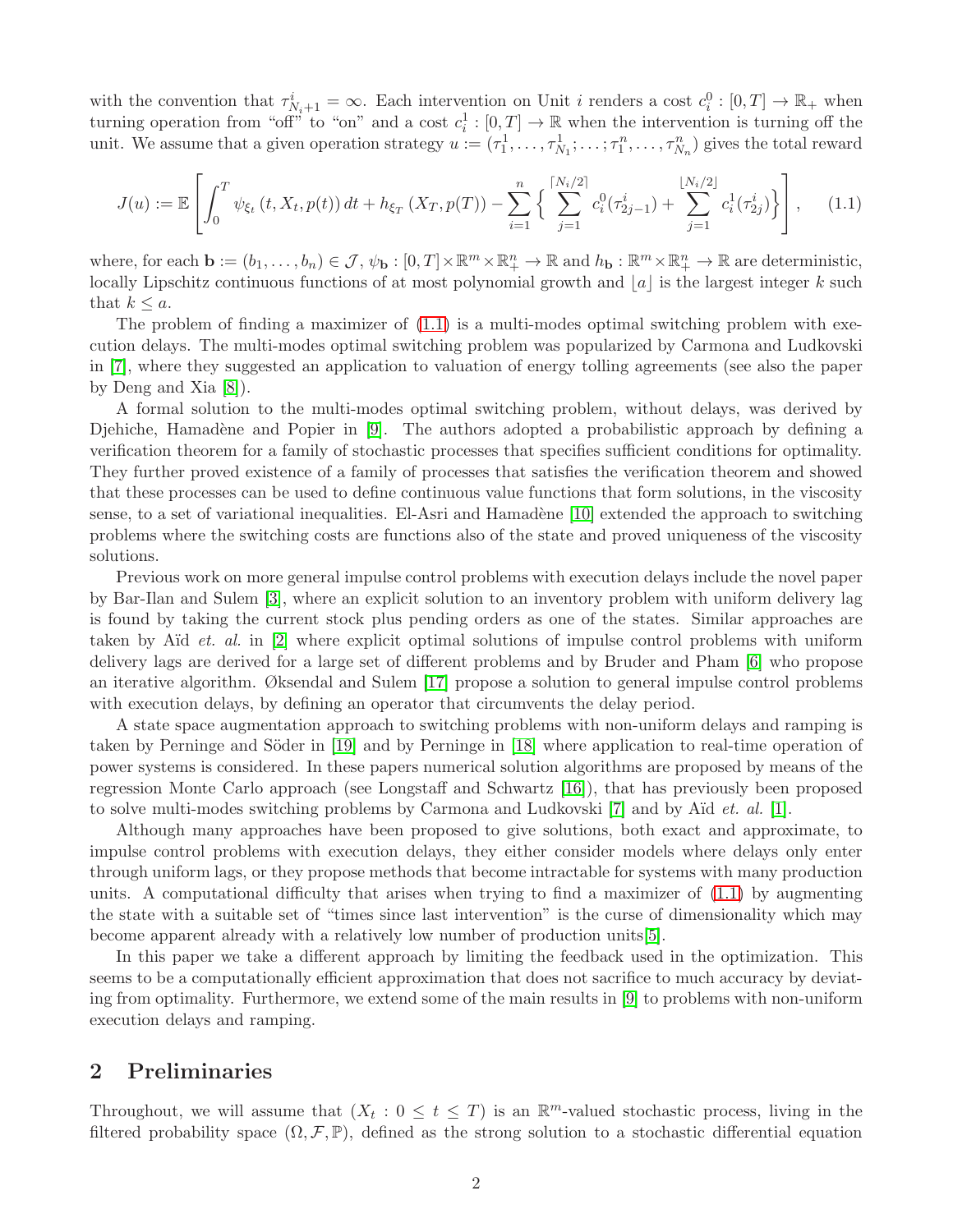with the convention that $\tau^i_{N_i+1} = \infty$. Each intervention on Unit $i$ renders a cost $c_i^0 : [0,T] \to \mathbb{R}_+$ when turning operation from "off" to "on" and a cost $c_i^1 : [0,T] \to \mathbb{R}$ when the intervention is turning off the unit. We assume that a given operation strategy $u := (\tau_1^1, \ldots, \tau_{N_1}^1; \ldots; \tau_1^n, \ldots, \tau_{N_n}^n)$ gives the total reward

$$J(u) := \mathbb{E}\left[\int_0^T \psi_{\xi_t}(t, X_t, p(t))\,dt + h_{\xi_T}(X_T, p(T)) - \sum_{i=1}^n \left\{ \sum_{j=1}^{\lceil N_i/2 \rceil} c_i^0(\tau^i_{2j-1}) + \sum_{j=1}^{\lfloor N_i/2 \rfloor} c_i^1(\tau^i_{2j}) \right\}\right], \tag{1.1}$$

where, for each $\mathbf{b} := (b_1, \ldots, b_n) \in \mathcal{J}$, $\psi_{\mathbf{b}} : [0,T] \times \mathbb{R}^m \times \mathbb{R}^n_+ \to \mathbb{R}$ and $h_{\mathbf{b}} : \mathbb{R}^m \times \mathbb{R}^n_+ \to \mathbb{R}$ are deterministic, locally Lipschitz continuous functions of at most polynomial growth and $\lfloor a \rfloor$ is the largest integer $k$ such that $k \le a$.

The problem of finding a maximizer of (1.1) is a multi-modes optimal switching problem with execution delays. The multi-modes optimal switching problem was popularized by Carmona and Ludkovski in [7], where they suggested an application to valuation of energy tolling agreements (see also the paper by Deng and Xia [8]).

A formal solution to the multi-modes optimal switching problem, without delays, was derived by Djehiche, Hamadène and Popier in [9]. The authors adopted a probabilistic approach by defining a verification theorem for a family of stochastic processes that specifies sufficient conditions for optimality. They further proved existence of a family of processes that satisfies the verification theorem and showed that these processes can be used to define continuous value functions that form solutions, in the viscosity sense, to a set of variational inequalities. El-Asri and Hamadène [10] extended the approach to switching problems where the switching costs are functions also of the state and proved uniqueness of the viscosity solutions.

Previous work on more general impulse control problems with execution delays include the novel paper by Bar-Ilan and Sulem [3], where an explicit solution to an inventory problem with uniform delivery lag is found by taking the current stock plus pending orders as one of the states. Similar approaches are taken by Aïd *et. al.* in [2] where explicit optimal solutions of impulse control problems with uniform delivery lags are derived for a large set of different problems and by Bruder and Pham [6] who propose an iterative algorithm. Øksendal and Sulem [17] propose a solution to general impulse control problems with execution delays, by defining an operator that circumvents the delay period.

A state space augmentation approach to switching problems with non-uniform delays and ramping is taken by Perninge and Söder in [19] and by Perninge in [18] where application to real-time operation of power systems is considered. In these papers numerical solution algorithms are proposed by means of the regression Monte Carlo approach (see Longstaff and Schwartz [16]), that has previously been proposed to solve multi-modes switching problems by Carmona and Ludkovski [7] and by Aïd *et. al.* [1].

Although many approaches have been proposed to give solutions, both exact and approximate, to impulse control problems with execution delays, they either consider models where delays only enter through uniform lags, or they propose methods that become intractable for systems with many production units. A computational difficulty that arises when trying to find a maximizer of (1.1) by augmenting the state with a suitable set of "times since last intervention" is the curse of dimensionality which may become apparent already with a relatively low number of production units[5].

In this paper we take a different approach by limiting the feedback used in the optimization. This seems to be a computationally efficient approximation that does not sacrifice to much accuracy by deviating from optimality. Furthermore, we extend some of the main results in [9] to problems with non-uniform execution delays and ramping.

## 2 Preliminaries

Throughout, we will assume that $(X_t : 0 \le t \le T)$ is an $\mathbb{R}^m$-valued stochastic process, living in the filtered probability space $(\Omega, \mathcal{F}, \mathbb{P})$, defined as the strong solution to a stochastic differential equation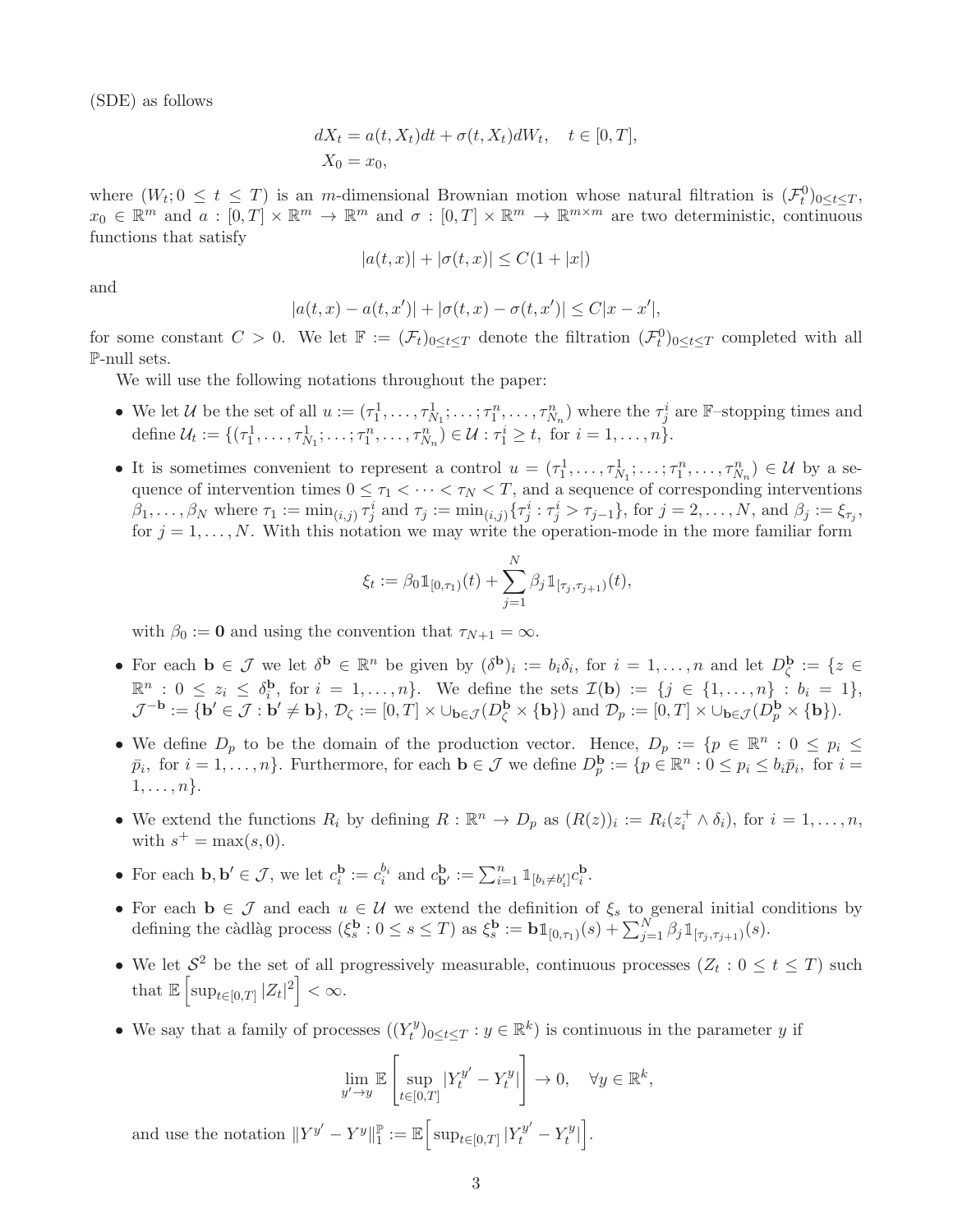(SDE) as follows

$$
\begin{aligned}
dX_t &= a(t, X_t)dt + \sigma(t, X_t)dW_t, \quad t \in [0, T], \\
X_0 &= x_0,
\end{aligned}
$$

where $(W_t; 0 \le t \le T)$ is an $m$-dimensional Brownian motion whose natural filtration is $(\mathcal{F}_t^0)_{0 \le t \le T}$, $x_0 \in \mathbb{R}^m$ and $a : [0,T] \times \mathbb{R}^m \to \mathbb{R}^m$ and $\sigma : [0,T] \times \mathbb{R}^m \to \mathbb{R}^{m \times m}$ are two deterministic, continuous functions that satisfy

$$
|a(t,x)| + |\sigma(t,x)| \le C(1 + |x|)
$$

and

$$
|a(t,x) - a(t,x')| + |\sigma(t,x) - \sigma(t,x')| \le C|x - x'|,
$$

for some constant $C > 0$. We let $\mathbb{F} := (\mathcal{F}_t)_{0 \le t \le T}$ denote the filtration $(\mathcal{F}_t^0)_{0 \le t \le T}$ completed with all $\mathbb{P}$-null sets.

We will use the following notations throughout the paper:

- We let $\mathcal{U}$ be the set of all $u := (\tau_1^1, \dots, \tau_{N_1}^1; \dots; \tau_1^n, \dots, \tau_{N_n}^n)$ where the $\tau_j^i$ are $\mathbb{F}$–stopping times and define $\mathcal{U}_t := \{(\tau_1^1, \dots, \tau_{N_1}^1; \dots; \tau_1^n, \dots, \tau_{N_n}^n) \in \mathcal{U} : \tau_1^i \ge t, \text{ for } i = 1, \dots, n\}$.

- It is sometimes convenient to represent a control $u = (\tau_1^1, \dots, \tau_{N_1}^1; \dots; \tau_1^n, \dots, \tau_{N_n}^n) \in \mathcal{U}$ by a sequence of intervention times $0 \le \tau_1 < \dots < \tau_N < T$, and a sequence of corresponding interventions $\beta_1, \dots, \beta_N$ where $\tau_1 := \min_{(i,j)} \tau_j^i$ and $\tau_j := \min_{(i,j)}\{\tau_j^i : \tau_j^i > \tau_{j-1}\}$, for $j = 2, \dots, N$, and $\beta_j := \xi_{\tau_j}$, for $j = 1, \dots, N$. With this notation we may write the operation-mode in the more familiar form

$$
\xi_t := \beta_0 \mathbb{1}_{[0,\tau_1)}(t) + \sum_{j=1}^{N} \beta_j \mathbb{1}_{[\tau_j, \tau_{j+1})}(t),
$$

with $\beta_0 := \mathbf{0}$ and using the convention that $\tau_{N+1} = \infty$.

- For each $\mathbf{b} \in \mathcal{J}$ we let $\delta^{\mathbf{b}} \in \mathbb{R}^n$ be given by $(\delta^{\mathbf{b}})_i := b_i \delta_i$, for $i = 1, \dots, n$ and let $D_\zeta^{\mathbf{b}} := \{z \in \mathbb{R}^n : 0 \le z_i \le \delta_i^{\mathbf{b}}, \text{ for } i = 1, \dots, n\}$. We define the sets $\mathcal{I}(\mathbf{b}) := \{j \in \{1, \dots, n\} : b_i = 1\}$, $\mathcal{J}^{-\mathbf{b}} := \{\mathbf{b}' \in \mathcal{J} : \mathbf{b}' \ne \mathbf{b}\}$, $\mathcal{D}_\zeta := [0,T] \times \cup_{\mathbf{b} \in \mathcal{J}} (D_\zeta^{\mathbf{b}} \times \{\mathbf{b}\})$ and $\mathcal{D}_p := [0,T] \times \cup_{\mathbf{b} \in \mathcal{J}} (D_p^{\mathbf{b}} \times \{\mathbf{b}\})$.

- We define $D_p$ to be the domain of the production vector. Hence, $D_p := \{p \in \mathbb{R}^n : 0 \le p_i \le \bar{p}_i, \text{ for } i = 1, \dots, n\}$. Furthermore, for each $\mathbf{b} \in \mathcal{J}$ we define $D_p^{\mathbf{b}} := \{p \in \mathbb{R}^n : 0 \le p_i \le b_i \bar{p}_i, \text{ for } i = 1, \dots, n\}$.

- We extend the functions $R_i$ by defining $R : \mathbb{R}^n \to D_p$ as $(R(z))_i := R_i(z_i^+ \wedge \delta_i)$, for $i = 1, \dots, n$, with $s^+ = \max(s, 0)$.

- For each $\mathbf{b}, \mathbf{b}' \in \mathcal{J}$, we let $c_i^{\mathbf{b}} := c_i^{b_i}$ and $c_{\mathbf{b}'}^{\mathbf{b}} := \sum_{i=1}^n \mathbb{1}_{[b_i \ne b_i']} c_i^{\mathbf{b}}$.

- For each $\mathbf{b} \in \mathcal{J}$ and each $u \in \mathcal{U}$ we extend the definition of $\xi_s$ to general initial conditions by defining the càdlàg process $(\xi_s^{\mathbf{b}} : 0 \le s \le T)$ as $\xi_s^{\mathbf{b}} := \mathbf{b} \mathbb{1}_{[0,\tau_1)}(s) + \sum_{j=1}^N \beta_j \mathbb{1}_{[\tau_j, \tau_{j+1})}(s)$.

- We let $\mathcal{S}^2$ be the set of all progressively measurable, continuous processes $(Z_t : 0 \le t \le T)$ such that $\mathbb{E}\left[\sup_{t \in [0,T]} |Z_t|^2\right] < \infty$.

- We say that a family of processes $((Y_t^y)_{0 \le t \le T} : y \in \mathbb{R}^k)$ is continuous in the parameter $y$ if

$$
\lim_{y' \to y} \mathbb{E}\left[\sup_{t \in [0,T]} |Y_t^{y'} - Y_t^y|\right] \to 0, \quad \forall y \in \mathbb{R}^k,
$$

and use the notation $\|Y^{y'} - Y^y\|_1^{\mathbb{P}} := \mathbb{E}\Big[\sup_{t \in [0,T]} |Y_t^{y'} - Y_t^y|\Big]$.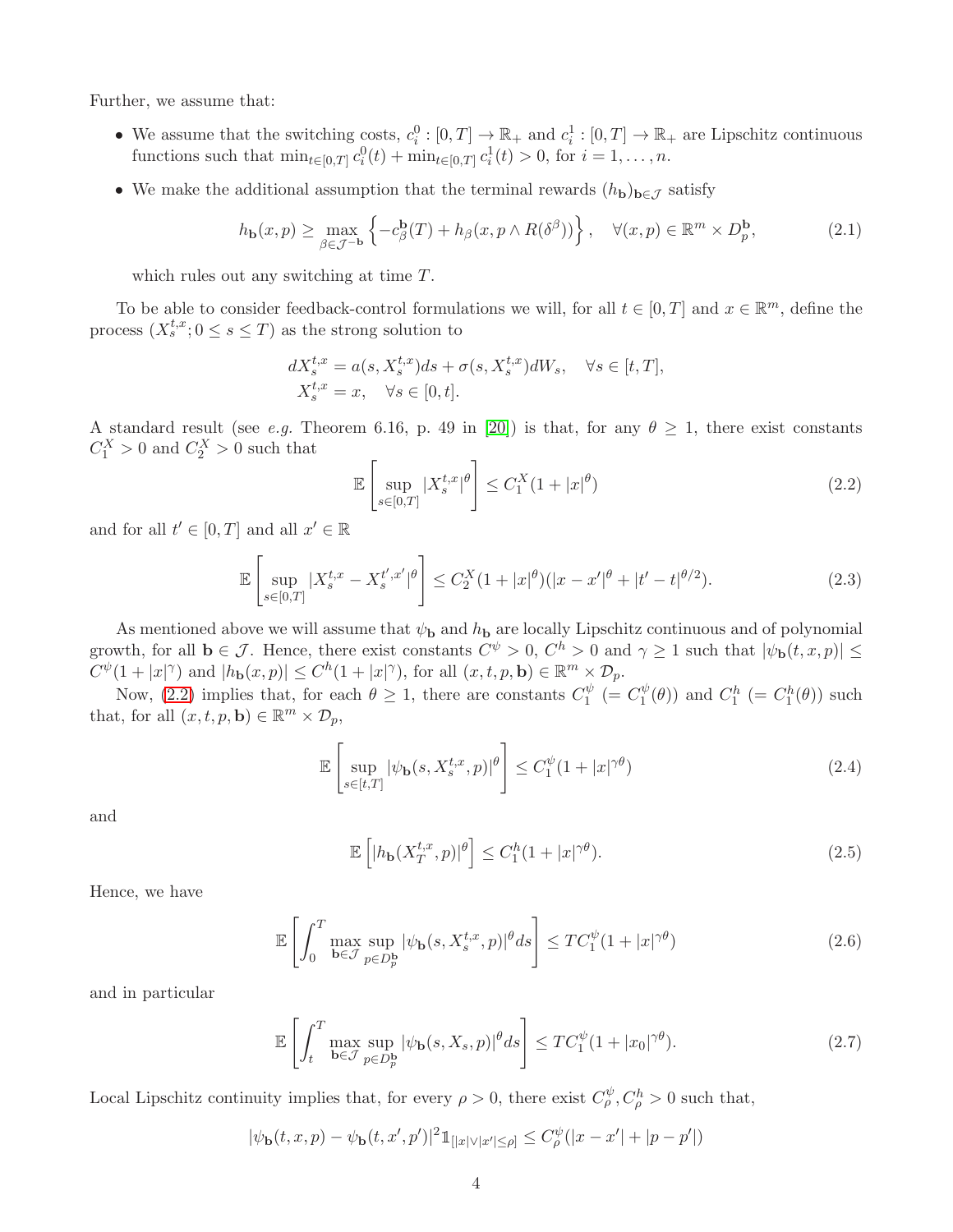Further, we assume that:

- We assume that the switching costs, $c_i^0 : [0,T] \to \mathbb{R}_+$ and $c_i^1 : [0,T] \to \mathbb{R}_+$ are Lipschitz continuous functions such that $\min_{t\in[0,T]} c_i^0(t) + \min_{t\in[0,T]} c_i^1(t) > 0$, for $i = 1,\dots,n$.
- We make the additional assumption that the terminal rewards $(h_{\mathbf{b}})_{\mathbf{b}\in\mathcal{J}}$ satisfy

$$h_{\mathbf{b}}(x,p) \geq \max_{\beta\in\mathcal{J}^{-\mathbf{b}}} \left\{ -c_\beta^{\mathbf{b}}(T) + h_\beta(x, p \wedge R(\delta^\beta)) \right\}, \quad \forall (x,p) \in \mathbb{R}^m \times D_p^{\mathbf{b}}, \tag{2.1}$$

which rules out any switching at time $T$.

To be able to consider feedback-control formulations we will, for all $t \in [0,T]$ and $x \in \mathbb{R}^m$, define the process $(X_s^{t,x}; 0 \leq s \leq T)$ as the strong solution to

$$\begin{aligned} dX_s^{t,x} &= a(s, X_s^{t,x})ds + \sigma(s, X_s^{t,x})dW_s, \quad \forall s \in [t,T], \\ X_s^{t,x} &= x, \quad \forall s \in [0,t]. \end{aligned}$$

A standard result (see *e.g.* Theorem 6.16, p. 49 in [20]) is that, for any $\theta \geq 1$, there exist constants $C_1^X > 0$ and $C_2^X > 0$ such that

$$\mathbb{E}\left[\sup_{s\in[0,T]} |X_s^{t,x}|^\theta\right] \leq C_1^X(1 + |x|^\theta) \tag{2.2}$$

and for all $t' \in [0,T]$ and all $x' \in \mathbb{R}$

$$\mathbb{E}\left[\sup_{s\in[0,T]} |X_s^{t,x} - X_s^{t',x'}|^\theta\right] \leq C_2^X(1 + |x|^\theta)(|x - x'|^\theta + |t' - t|^{\theta/2}). \tag{2.3}$$

As mentioned above we will assume that $\psi_{\mathbf{b}}$ and $h_{\mathbf{b}}$ are locally Lipschitz continuous and of polynomial growth, for all $\mathbf{b} \in \mathcal{J}$. Hence, there exist constants $C^\psi > 0$, $C^h > 0$ and $\gamma \geq 1$ such that $|\psi_{\mathbf{b}}(t,x,p)| \leq C^\psi(1 + |x|^\gamma)$ and $|h_{\mathbf{b}}(x,p)| \leq C^h(1 + |x|^\gamma)$, for all $(x,t,p,\mathbf{b}) \in \mathbb{R}^m \times \mathcal{D}_p$.

Now, (2.2) implies that, for each $\theta \geq 1$, there are constants $C_1^\psi$ $(= C_1^\psi(\theta))$ and $C_1^h$ $(= C_1^h(\theta))$ such that, for all $(x,t,p,\mathbf{b}) \in \mathbb{R}^m \times \mathcal{D}_p$,

$$\mathbb{E}\left[\sup_{s\in[t,T]} |\psi_{\mathbf{b}}(s, X_s^{t,x}, p)|^\theta\right] \leq C_1^\psi(1 + |x|^{\gamma\theta}) \tag{2.4}$$

and

$$\mathbb{E}\left[|h_{\mathbf{b}}(X_T^{t,x}, p)|^\theta\right] \leq C_1^h(1 + |x|^{\gamma\theta}). \tag{2.5}$$

Hence, we have

$$\mathbb{E}\left[\int_0^T \max_{\mathbf{b}\in\mathcal{J}} \sup_{p\in D_p^{\mathbf{b}}} |\psi_{\mathbf{b}}(s, X_s^{t,x}, p)|^\theta ds\right] \leq TC_1^\psi(1 + |x|^{\gamma\theta}) \tag{2.6}$$

and in particular

$$\mathbb{E}\left[\int_t^T \max_{\mathbf{b}\in\mathcal{J}} \sup_{p\in D_p^{\mathbf{b}}} |\psi_{\mathbf{b}}(s, X_s, p)|^\theta ds\right] \leq TC_1^\psi(1 + |x_0|^{\gamma\theta}). \tag{2.7}$$

Local Lipschitz continuity implies that, for every $\rho > 0$, there exist $C_\rho^\psi, C_\rho^h > 0$ such that,

$$|\psi_{\mathbf{b}}(t,x,p) - \psi_{\mathbf{b}}(t,x',p')|^2 \mathbb{1}_{[|x|\vee|x'|\leq\rho]} \leq C_\rho^\psi(|x - x'| + |p - p'|)$$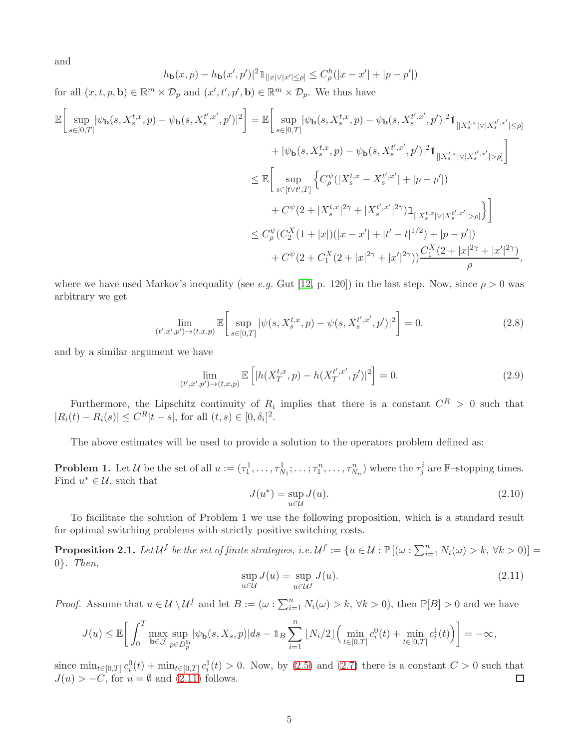and

$$|h_{\mathbf{b}}(x,p) - h_{\mathbf{b}}(x',p')|^2 \mathbb{1}_{[|x|\vee|x'|\le\rho]} \le C^h_\rho(|x-x'| + |p-p'|)$$

for all $(x,t,p,\mathbf{b}) \in \mathbb{R}^m \times \mathcal{D}_p$ and $(x',t',p',\mathbf{b}) \in \mathbb{R}^m \times \mathcal{D}_p$. We thus have

$$\begin{aligned}
\mathbb{E}\bigg[\sup_{s\in[0,T]} |\psi_{\mathbf{b}}(s,X_s^{t,x},p) - \psi_{\mathbf{b}}(s,X_s^{t',x'},p')|^2\bigg] &= \mathbb{E}\bigg[\sup_{s\in[0,T]} |\psi_{\mathbf{b}}(s,X_s^{t,x},p) - \psi_{\mathbf{b}}(s,X_s^{t',x'},p')|^2 \mathbb{1}_{[|X_s^{t,x}|\vee|X_s^{t',x'}|\le\rho]} \\
&\quad + |\psi_{\mathbf{b}}(s,X_s^{t,x},p) - \psi_{\mathbf{b}}(s,X_s^{t',x'},p')|^2 \mathbb{1}_{[|X_s^{t,x}|\vee|X_s^{t',x'}|>\rho]}\bigg] \\
&\le \mathbb{E}\bigg[\sup_{s\in[t\vee t',T]} \Big\{C^\psi_\rho(|X_s^{t,x} - X_s^{t',x'}| + |p-p'|) \\
&\quad + C^\psi(2 + |X_s^{t,x}|^{2\gamma} + |X_s^{t',x'}|^{2\gamma})\mathbb{1}_{[|X_s^{t,x}|\vee|X_s^{t',x'}|>\rho]}\Big\}\bigg] \\
&\le C^\psi_\rho(C^X_2(1+|x|)(|x-x'| + |t'-t|^{1/2}) + |p-p'|) \\
&\quad + C^\psi(2 + C^X_1(2+|x|^{2\gamma} + |x'|^{2\gamma}))\frac{C^X_1(2+|x|^{2\gamma}+|x'|^{2\gamma})}{\rho},
\end{aligned}$$

where we have used Markov's inequality (see *e.g.* Gut [12, p. 120]) in the last step. Now, since $\rho > 0$ was arbitrary we get

$$\lim_{(t',x',p')\to(t,x,p)} \mathbb{E}\bigg[\sup_{s\in[0,T]} |\psi(s,X_s^{t,x},p) - \psi(s,X_s^{t',x'},p')|^2\bigg] = 0. \tag{2.8}$$

and by a similar argument we have

$$\lim_{(t',x',p')\to(t,x,p)} \mathbb{E}\left[|h(X_T^{t,x},p) - h(X_T^{t',x'},p')|^2\right] = 0. \tag{2.9}$$

Furthermore, the Lipschitz continuity of $R_i$ implies that there is a constant $C^R > 0$ such that $|R_i(t) - R_i(s)| \le C^R|t-s|$, for all $(t,s) \in [0,\delta_i]^2$.

The above estimates will be used to provide a solution to the operators problem defined as:

**Problem 1.** Let $\mathcal{U}$ be the set of all $u := (\tau_1^1,\ldots,\tau_{N_1}^1;\ldots;\tau_1^n,\ldots,\tau_{N_n}^n)$ where the $\tau_j^i$ are $\mathbb{F}$–stopping times. Find $u^* \in \mathcal{U}$, such that

$$J(u^*) = \sup_{u\in\mathcal{U}} J(u). \tag{2.10}$$

To facilitate the solution of Problem 1 we use the following proposition, which is a standard result for optimal switching problems with strictly positive switching costs.

**Proposition 2.1.** *Let $\mathcal{U}^f$ be the set of finite strategies, i.e. $\mathcal{U}^f := \{u \in \mathcal{U} : \mathbb{P}\,[(\omega : \sum_{i=1}^n N_i(\omega) > k,\ \forall k > 0)] = 0\}$. Then,*

$$\sup_{u\in\mathcal{U}} J(u) = \sup_{u\in\mathcal{U}^f} J(u). \tag{2.11}$$

*Proof.* Assume that $u \in \mathcal{U}\setminus\mathcal{U}^f$ and let $B := (\omega : \sum_{i=1}^n N_i(\omega) > k,\ \forall k > 0)$, then $\mathbb{P}[B] > 0$ and we have

$$J(u) \le \mathbb{E}\bigg[\int_0^T \max_{\mathbf{b}\in\mathcal{J}} \sup_{p\in D_p^{\mathbf{b}}} |\psi_{\mathbf{b}}(s,X_s,p)|ds - \mathbb{1}_B \sum_{i=1}^n \lfloor N_i/2\rfloor\Big(\min_{t\in[0,T]} c_i^0(t) + \min_{t\in[0,T]} c_i^1(t)\Big)\bigg] = -\infty,$$

since $\min_{t\in[0,T]} c_i^0(t) + \min_{t\in[0,T]} c_i^1(t) > 0$. Now, by (2.5) and (2.7) there is a constant $C > 0$ such that $J(u) > -C$, for $u = \emptyset$ and (2.11) follows. ☐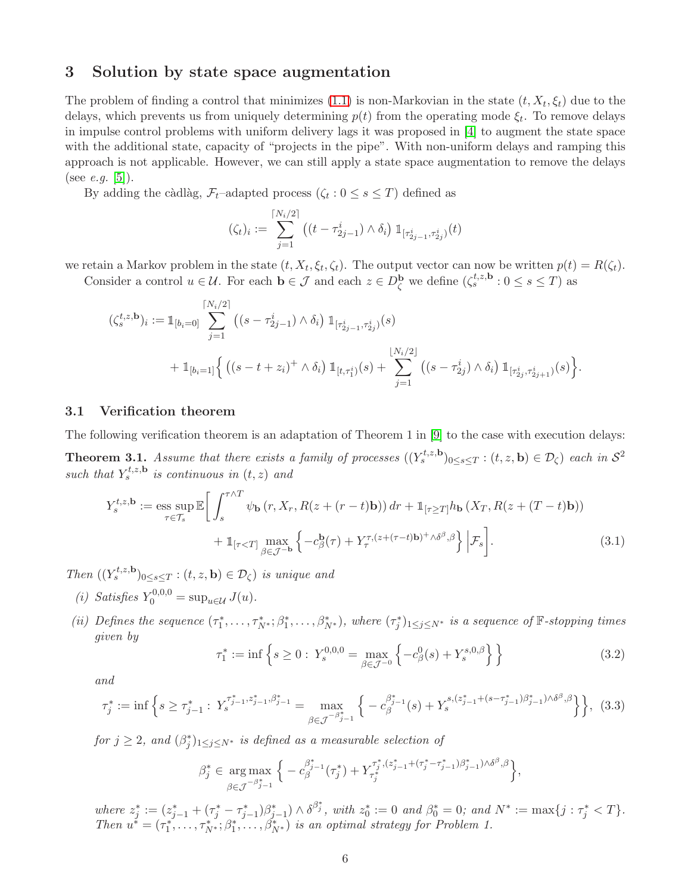## 3 Solution by state space augmentation

The problem of finding a control that minimizes (1.1) is non-Markovian in the state $(t, X_t, \xi_t)$ due to the delays, which prevents us from uniquely determining $p(t)$ from the operating mode $\xi_t$. To remove delays in impulse control problems with uniform delivery lags it was proposed in [4] to augment the state space with the additional state, capacity of "projects in the pipe". With non-uniform delays and ramping this approach is not applicable. However, we can still apply a state space augmentation to remove the delays (see *e.g.* [5]).

By adding the càdlàg, $\mathcal{F}_t$–adapted process $(\zeta_t : 0 \le s \le T)$ defined as

$$(\zeta_t)_i := \sum_{j=1}^{\lceil N_i/2 \rceil} \left( (t - \tau^i_{2j-1}) \wedge \delta_i \right) \mathbb{1}_{[\tau^i_{2j-1}, \tau^i_{2j})}(t)$$

we retain a Markov problem in the state $(t, X_t, \xi_t, \zeta_t)$. The output vector can now be written $p(t) = R(\zeta_t)$.

Consider a control $u \in \mathcal{U}$. For each $\mathbf{b} \in \mathcal{J}$ and each $z \in D^{\mathbf{b}}_\zeta$ we define $(\zeta^{t,z,\mathbf{b}}_s : 0 \le s \le T)$ as

$$\begin{aligned}
(\zeta^{t,z,\mathbf{b}}_s)_i := \mathbb{1}_{[b_i=0]} &\sum_{j=1}^{\lceil N_i/2 \rceil} \left( (s - \tau^i_{2j-1}) \wedge \delta_i \right) \mathbb{1}_{[\tau^i_{2j-1}, \tau^i_{2j})}(s) \\
&+ \mathbb{1}_{[b_i=1]} \Big\{ \left( (s - t + z_i)^+ \wedge \delta_i \right) \mathbb{1}_{[t, \tau^i_1)}(s) + \sum_{j=1}^{\lfloor N_i/2 \rfloor} \left( (s - \tau^i_{2j}) \wedge \delta_i \right) \mathbb{1}_{[\tau^i_{2j}, \tau^i_{2j+1})}(s) \Big\}.
\end{aligned}$$

### 3.1 Verification theorem

The following verification theorem is an adaptation of Theorem 1 in [9] to the case with execution delays:

**Theorem 3.1.** *Assume that there exists a family of processes* $((Y^{t,z,\mathbf{b}}_s)_{0 \le s \le T} : (t, z, \mathbf{b}) \in \mathcal{D}_\zeta)$ *each in* $\mathcal{S}^2$ *such that* $Y^{t,z,\mathbf{b}}_s$ *is continuous in* $(t, z)$ *and*

$$\begin{aligned}
Y^{t,z,\mathbf{b}}_s := \operatorname*{ess\,sup}_{\tau \in \mathcal{T}_s} \mathbb{E}\bigg[ &\int_s^{\tau \wedge T} \psi_{\mathbf{b}}\left(r, X_r, R(z + (r - t)\mathbf{b})\right) dr + \mathbb{1}_{[\tau \ge T]} h_{\mathbf{b}}\left(X_T, R(z + (T - t)\mathbf{b})\right) \\
&+ \mathbb{1}_{[\tau < T]} \max_{\beta \in \mathcal{J}^{-\mathbf{b}}} \left\{ -c^{\mathbf{b}}_\beta(\tau) + Y^{\tau, (z + (\tau - t)\mathbf{b})^+ \wedge \delta^\beta, \beta}_\tau \right\} \bigg| \mathcal{F}_s \bigg].
\end{aligned} \tag{3.1}$$

*Then* $((Y^{t,z,\mathbf{b}}_s)_{0 \le s \le T} : (t, z, \mathbf{b}) \in \mathcal{D}_\zeta)$ *is unique and*

*(i) Satisfies* $Y^{0,0,0}_0 = \sup_{u \in \mathcal{U}} J(u)$.

*(ii) Defines the sequence* $(\tau^*_1, \ldots, \tau^*_{N^*}; \beta^*_1, \ldots, \beta^*_{N^*})$, *where* $(\tau^*_j)_{1 \le j \le N^*}$ *is a sequence of* $\mathbb{F}$*-stopping times given by*

$$\tau^*_1 := \inf \left\{ s \ge 0 : \, Y^{0,0,0}_s = \max_{\beta \in \mathcal{J}^{-0}} \left\{ -c^0_\beta(s) + Y^{s,0,\beta}_s \right\} \right\} \tag{3.2}$$

*and*

$$\tau^*_j := \inf \Big\{ s \ge \tau^*_{j-1} : \, Y^{\tau^*_{j-1}, z^*_{j-1}, \beta^*_{j-1}}_s = \max_{\beta \in \mathcal{J}^{-\beta^*_{j-1}}} \Big\{ -c^{\beta^*_{j-1}}_\beta(s) + Y^{s, (z^*_{j-1} + (s - \tau^*_{j-1})\beta^*_{j-1}) \wedge \delta^\beta, \beta}_s \Big\} \Big\}, \tag{3.3}$$

*for* $j \ge 2$, *and* $(\beta^*_j)_{1 \le j \le N^*}$ *is defined as a measurable selection of*

$$\beta^*_j \in \operatorname*{arg\,max}_{\beta \in \mathcal{J}^{-\beta^*_{j-1}}} \Big\{ -c^{\beta^*_{j-1}}_\beta(\tau^*_j) + Y^{\tau^*_j, (z^*_{j-1} + (\tau^*_j - \tau^*_{j-1})\beta^*_{j-1}) \wedge \delta^\beta, \beta}_{\tau^*_j} \Big\},$$

*where* $z^*_j := (z^*_{j-1} + (\tau^*_j - \tau^*_{j-1})\beta^*_{j-1}) \wedge \delta^{\beta^*_j}$, *with* $z^*_0 := 0$ *and* $\beta^*_0 = 0$; *and* $N^* := \max\{j : \tau^*_j < T\}$. *Then* $u^* = (\tau^*_1, \ldots, \tau^*_{N^*}; \beta^*_1, \ldots, \beta^*_{N^*})$ *is an optimal strategy for Problem 1.*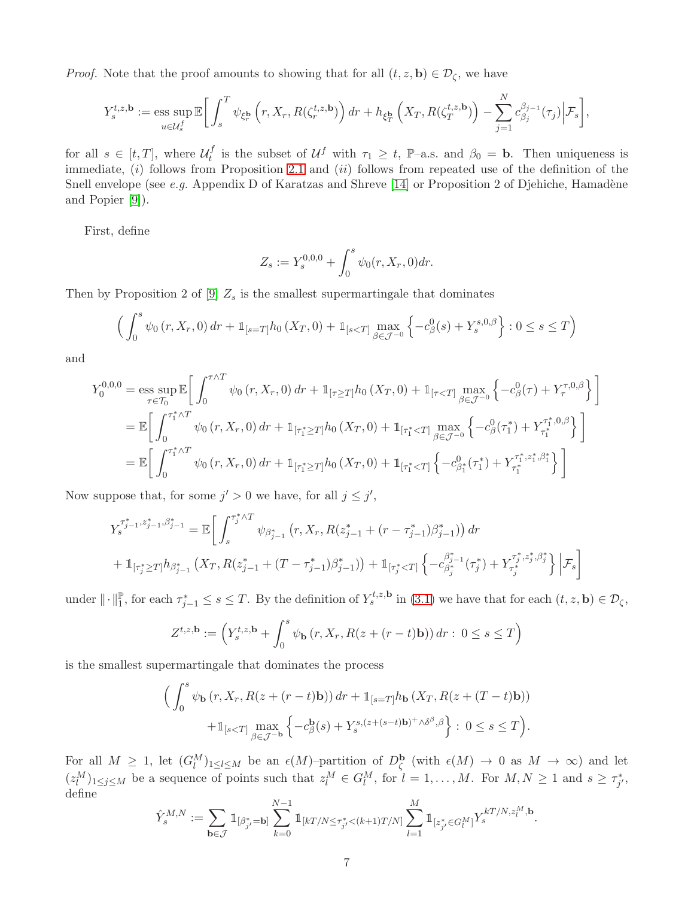*Proof.* Note that the proof amounts to showing that for all $(t, z, \mathbf{b}) \in \mathcal{D}_\zeta$, we have

$$Y_s^{t,z,\mathbf{b}} := \operatorname*{ess\,sup}_{u \in \mathcal{U}_s^f} \mathbb{E}\bigg[ \int_s^T \psi_{\xi_r^{\mathbf{b}}} \left( r, X_r, R(\zeta_r^{t,z,\mathbf{b}}) \right) dr + h_{\xi_T^{\mathbf{b}}} \left( X_T, R(\zeta_T^{t,z,\mathbf{b}}) \right) - \sum_{j=1}^N c_{\beta_j}^{\beta_{j-1}}(\tau_j) \Big| \mathcal{F}_s \bigg],$$

for all $s \in [t, T]$, where $\mathcal{U}_s^f$ is the subset of $\mathcal{U}^f$ with $\tau_1 \geq t$, $\mathbb{P}$–a.s. and $\beta_0 = \mathbf{b}$. Then uniqueness is immediate, $(i)$ follows from Proposition 2.1 and $(ii)$ follows from repeated use of the definition of the Snell envelope (see *e.g.* Appendix D of Karatzas and Shreve [14] or Proposition 2 of Djehiche, Hamadène and Popier [9]).

First, define

$$Z_s := Y_s^{0,0,0} + \int_0^s \psi_0(r, X_r, 0) dr.$$

Then by Proposition 2 of [9] $Z_s$ is the smallest supermartingale that dominates

$$\Big( \int_0^s \psi_0 \left( r, X_r, 0 \right) dr + \mathbb{1}_{[s=T]} h_0 \left( X_T, 0 \right) + \mathbb{1}_{[s<T]} \max_{\beta \in \mathcal{J}^{-0}} \left\{ -c_\beta^0(s) + Y_s^{s,0,\beta} \right\} : 0 \leq s \leq T \Big)$$

and

$$\begin{aligned}
Y_0^{0,0,0} &= \operatorname*{ess\,sup}_{\tau \in \mathcal{T}_0} \mathbb{E}\bigg[ \int_0^{\tau \wedge T} \psi_0 \left( r, X_r, 0 \right) dr + \mathbb{1}_{[\tau \geq T]} h_0 \left( X_T, 0 \right) + \mathbb{1}_{[\tau < T]} \max_{\beta \in \mathcal{J}^{-0}} \left\{ -c_\beta^0(\tau) + Y_\tau^{\tau,0,\beta} \right\} \bigg] \\
&= \mathbb{E}\bigg[ \int_0^{\tau_1^* \wedge T} \psi_0 \left( r, X_r, 0 \right) dr + \mathbb{1}_{[\tau_1^* \geq T]} h_0 \left( X_T, 0 \right) + \mathbb{1}_{[\tau_1^* < T]} \max_{\beta \in \mathcal{J}^{-0}} \left\{ -c_\beta^0(\tau_1^*) + Y_{\tau_1^*}^{\tau_1^*,0,\beta} \right\} \bigg] \\
&= \mathbb{E}\bigg[ \int_0^{\tau_1^* \wedge T} \psi_0 \left( r, X_r, 0 \right) dr + \mathbb{1}_{[\tau_1^* \geq T]} h_0 \left( X_T, 0 \right) + \mathbb{1}_{[\tau_1^* < T]} \left\{ -c_{\beta_1^*}^0(\tau_1^*) + Y_{\tau_1^*}^{\tau_1^*,z_1^*,\beta_1^*} \right\} \bigg]
\end{aligned}$$

Now suppose that, for some $j' > 0$ we have, for all $j \leq j'$,

$$\begin{aligned}
Y_s^{\tau_{j-1}^*, z_{j-1}^*, \beta_{j-1}^*} &= \mathbb{E}\bigg[ \int_s^{\tau_j^* \wedge T} \psi_{\beta_{j-1}^*} \left( r, X_r, R(z_{j-1}^* + (r - \tau_{j-1}^*)\beta_{j-1}^*) \right) dr \\
&+ \mathbb{1}_{[\tau_j^* \geq T]} h_{\beta_{j-1}^*} \left( X_T, R(z_{j-1}^* + (T - \tau_{j-1}^*)\beta_{j-1}^*) \right) + \mathbb{1}_{[\tau_j^* < T]} \left\{ -c_{\beta_j^*}^{\beta_{j-1}^*}(\tau_j^*) + Y_{\tau_j^*}^{\tau_j^*, z_j^*, \beta_j^*} \right\} \Big| \mathcal{F}_s \bigg]
\end{aligned}$$

under $\|\cdot\|_1^{\mathbb{P}}$, for each $\tau_{j-1}^* \leq s \leq T$. By the definition of $Y_s^{t,z,\mathbf{b}}$ in (3.1) we have that for each $(t, z, \mathbf{b}) \in \mathcal{D}_\zeta$,

$$Z^{t,z,\mathbf{b}} := \Big( Y_s^{t,z,\mathbf{b}} + \int_0^s \psi_{\mathbf{b}} \left( r, X_r, R(z + (r - t)\mathbf{b}) \right) dr : \, 0 \leq s \leq T \Big)$$

is the smallest supermartingale that dominates the process

$$\begin{aligned}
\Big( \int_0^s \psi_{\mathbf{b}} \left( r, X_r, R(z + (r - t)\mathbf{b}) \right) dr &+ \mathbb{1}_{[s=T]} h_{\mathbf{b}} \left( X_T, R(z + (T - t)\mathbf{b}) \right) \\
&+ \mathbb{1}_{[s<T]} \max_{\beta \in \mathcal{J}^{-\mathbf{b}}} \left\{ -c_\beta^{\mathbf{b}}(s) + Y_s^{s,(z+(s-t)\mathbf{b})^+ \wedge \delta^\beta, \beta} \right\} : \, 0 \leq s \leq T \Big).
\end{aligned}$$

For all $M \geq 1$, let $(G_l^M)_{1 \leq l \leq M}$ be an $\epsilon(M)$–partition of $D_\zeta^{\mathbf{b}}$ (with $\epsilon(M) \to 0$ as $M \to \infty$) and let $(z_l^M)_{1 \leq j \leq M}$ be a sequence of points such that $z_l^M \in G_l^M$, for $l = 1, \ldots, M$. For $M, N \geq 1$ and $s \geq \tau_{j'}^*$, define

$$\hat{Y}_s^{M,N} := \sum_{\mathbf{b} \in \mathcal{J}} \mathbb{1}_{[\beta_{j'}^* = \mathbf{b}]} \sum_{k=0}^{N-1} \mathbb{1}_{[kT/N \leq \tau_{j'}^* < (k+1)T/N]} \sum_{l=1}^M \mathbb{1}_{[z_{j'}^* \in G_l^M]} Y_s^{kT/N, z_l^M, \mathbf{b}}.$$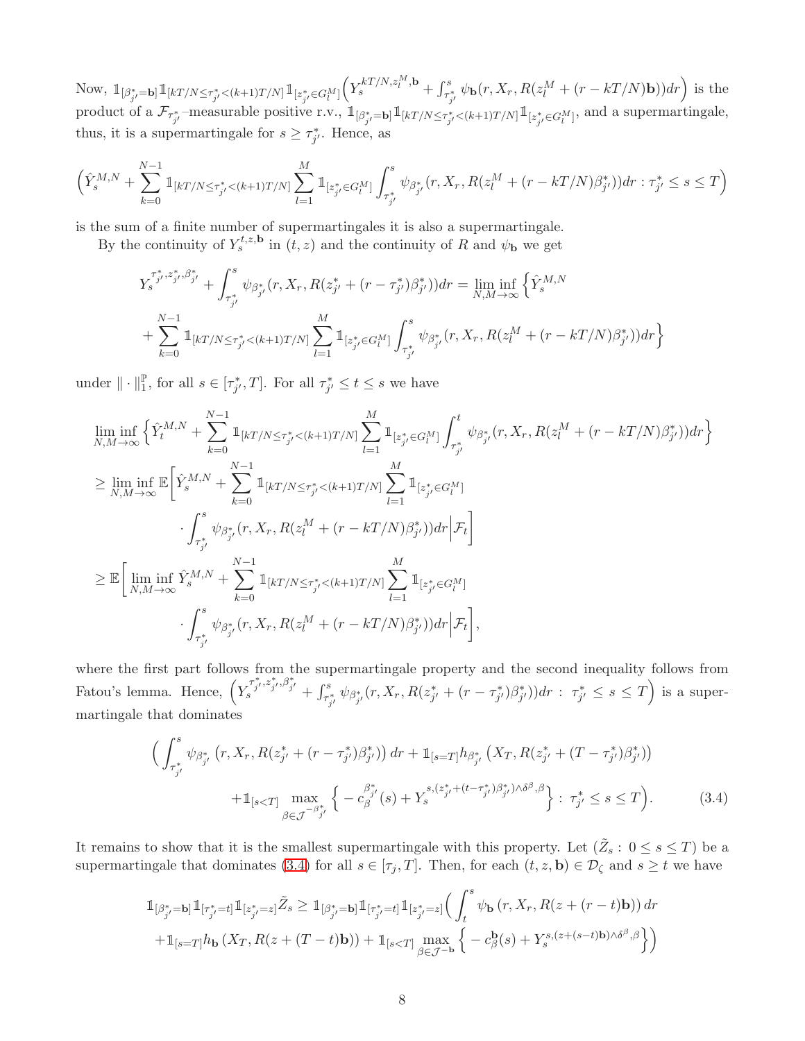Now, $\mathbb{1}_{[\beta^*_{j'}=\mathbf{b}]}\mathbb{1}_{[kT/N\le\tau^*_{j'}<(k+1)T/N]}\mathbb{1}_{[z^*_{j'}\in G^M_l]}\Big(Y_s^{kT/N,z^M_l,\mathbf{b}}+\int_{\tau^*_{j'}}^s\psi_{\mathbf{b}}(r,X_r,R(z^M_l+(r-kT/N)\mathbf{b}))dr\Big)$ is the product of a $\mathcal{F}_{\tau^*_{j'}}$–measurable positive r.v., $\mathbb{1}_{[\beta^*_{j'}=\mathbf{b}]}\mathbb{1}_{[kT/N\le\tau^*_{j'}<(k+1)T/N]}\mathbb{1}_{[z^*_{j'}\in G^M_l]}$, and a supermartingale, thus, it is a supermartingale for $s\ge\tau^*_{j'}$. Hence, as

$$
\Big(\hat{Y}^{M,N}_s+\sum_{k=0}^{N-1}\mathbb{1}_{[kT/N\le\tau^*_{j'}<(k+1)T/N]}\sum_{l=1}^M\mathbb{1}_{[z^*_{j'}\in G^M_l]}\int_{\tau^*_{j'}}^s\psi_{\beta^*_{j'}}(r,X_r,R(z^M_l+(r-kT/N)\beta^*_{j'}))dr:\tau^*_{j'}\le s\le T\Big)
$$

is the sum of a finite number of supermartingales it is also a supermartingale.

By the continuity of $Y_s^{t,z,\mathbf{b}}$ in $(t,z)$ and the continuity of $R$ and $\psi_{\mathbf{b}}$ we get

$$
\begin{aligned}
Y_s^{\tau^*_{j'},z^*_{j'},\beta^*_{j'}}&+\int_{\tau^*_{j'}}^s\psi_{\beta^*_{j'}}(r,X_r,R(z^*_{j'}+(r-\tau^*_{j'})\beta^*_{j'}))dr=\liminf_{N,M\to\infty}\Big\{\hat{Y}^{M,N}_s\\
&+\sum_{k=0}^{N-1}\mathbb{1}_{[kT/N\le\tau^*_{j'}<(k+1)T/N]}\sum_{l=1}^M\mathbb{1}_{[z^*_{j'}\in G^M_l]}\int_{\tau^*_{j'}}^s\psi_{\beta^*_{j'}}(r,X_r,R(z^M_l+(r-kT/N)\beta^*_{j'}))dr\Big\}
\end{aligned}
$$

under $\|\cdot\|_1^{\mathbb{P}}$, for all $s\in[\tau^*_{j'},T]$. For all $\tau^*_{j'}\le t\le s$ we have

$$
\begin{aligned}
&\liminf_{N,M\to\infty}\Big\{\hat{Y}^{M,N}_t+\sum_{k=0}^{N-1}\mathbb{1}_{[kT/N\le\tau^*_{j'}<(k+1)T/N]}\sum_{l=1}^M\mathbb{1}_{[z^*_{j'}\in G^M_l]}\int_{\tau^*_{j'}}^t\psi_{\beta^*_{j'}}(r,X_r,R(z^M_l+(r-kT/N)\beta^*_{j'}))dr\Big\}\\
&\ge\liminf_{N,M\to\infty}\mathbb{E}\bigg[\hat{Y}^{M,N}_s+\sum_{k=0}^{N-1}\mathbb{1}_{[kT/N\le\tau^*_{j'}<(k+1)T/N]}\sum_{l=1}^M\mathbb{1}_{[z^*_{j'}\in G^M_l]}\\
&\qquad\cdot\int_{\tau^*_{j'}}^s\psi_{\beta^*_{j'}}(r,X_r,R(z^M_l+(r-kT/N)\beta^*_{j'}))dr\Big|\mathcal{F}_t\bigg]\\
&\ge\mathbb{E}\bigg[\liminf_{N,M\to\infty}\hat{Y}^{M,N}_s+\sum_{k=0}^{N-1}\mathbb{1}_{[kT/N\le\tau^*_{j'}<(k+1)T/N]}\sum_{l=1}^M\mathbb{1}_{[z^*_{j'}\in G^M_l]}\\
&\qquad\cdot\int_{\tau^*_{j'}}^s\psi_{\beta^*_{j'}}(r,X_r,R(z^M_l+(r-kT/N)\beta^*_{j'}))dr\Big|\mathcal{F}_t\bigg],
\end{aligned}
$$

where the first part follows from the supermartingale property and the second inequality follows from Fatou's lemma. Hence, $\Big(Y_s^{\tau^*_{j'},z^*_{j'},\beta^*_{j'}}+\int_{\tau^*_{j'}}^s\psi_{\beta^*_{j'}}(r,X_r,R(z^*_{j'}+(r-\tau^*_{j'})\beta^*_{j'}))dr:\ \tau^*_{j'}\le s\le T\Big)$ is a supermartingale that dominates

$$
\begin{aligned}
\Big(\int_{\tau^*_{j'}}^s\psi_{\beta^*_{j'}}\left(r,X_r,R(z^*_{j'}+(r-\tau^*_{j'})\beta^*_{j'})\right)dr+\mathbb{1}_{[s=T]}h_{\beta^*_{j'}}\left(X_T,R(z^*_{j'}+(T-\tau^*_{j'})\beta^*_{j'})\right)\\
+\mathbb{1}_{[s<T]}\max_{\beta\in\mathcal{J}^{-\beta^*_{j'}}}\Big\{-c_\beta^{\beta^*_{j'}}(s)+Y_s^{s,(z^*_{j'}+(t-\tau^*_{j'})\beta^*_{j'})\wedge\delta^\beta,\beta}\Big\}:\ \tau^*_{j'}\le s\le T\Big).
\end{aligned}
\tag{3.4}
$$

It remains to show that it is the smallest supermartingale with this property. Let $(\tilde{Z}_s:\ 0\le s\le T)$ be a supermartingale that dominates (3.4) for all $s\in[\tau_j,T]$. Then, for each $(t,z,\mathbf{b})\in\mathcal{D}_\zeta$ and $s\ge t$ we have

$$
\begin{aligned}
\mathbb{1}_{[\beta^*_{j'}=\mathbf{b}]}\mathbb{1}_{[\tau^*_{j'}=t]}\mathbb{1}_{[z^*_{j'}=z]}\tilde{Z}_s\ge\mathbb{1}_{[\beta^*_{j'}=\mathbf{b}]}\mathbb{1}_{[\tau^*_{j'}=t]}\mathbb{1}_{[z^*_{j'}=z]}\Big(\int_t^s\psi_{\mathbf{b}}\left(r,X_r,R(z+(r-t)\mathbf{b})\right)dr\\
+\mathbb{1}_{[s=T]}h_{\mathbf{b}}\left(X_T,R(z+(T-t)\mathbf{b})\right)+\mathbb{1}_{[s<T]}\max_{\beta\in\mathcal{J}^{-\mathbf{b}}}\Big\{-c_\beta^{\mathbf{b}}(s)+Y_s^{s,(z+(s-t)\mathbf{b})\wedge\delta^\beta,\beta}\Big\}\Big)
\end{aligned}
$$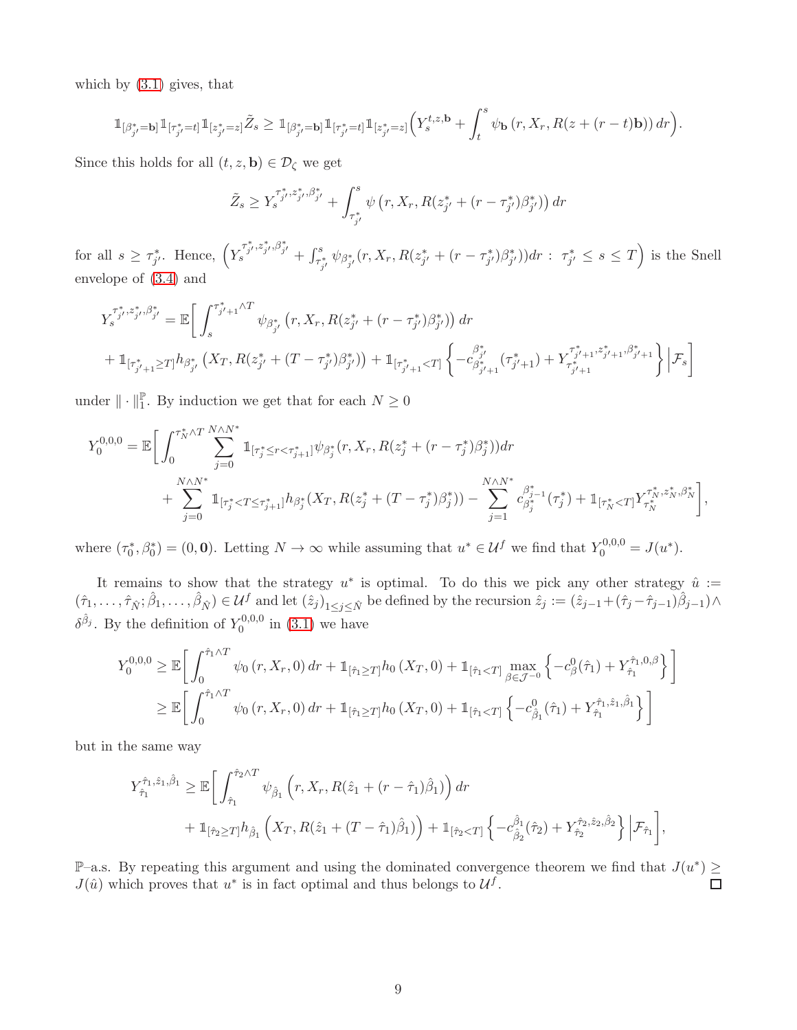which by (3.1) gives, that

$$\mathbb{1}_{[\beta^*_{j'}=\mathbf{b}]}\mathbb{1}_{[\tau^*_{j'}=t]}\mathbb{1}_{[z^*_{j'}=z]}\tilde{Z}_s \geq \mathbb{1}_{[\beta^*_{j'}=\mathbf{b}]}\mathbb{1}_{[\tau^*_{j'}=t]}\mathbb{1}_{[z^*_{j'}=z]}\Big(Y^{t,z,\mathbf{b}}_s + \int_t^s \psi_{\mathbf{b}}\left(r, X_r, R(z+(r-t)\mathbf{b})\right) dr\Big).$$

Since this holds for all $(t,z,\mathbf{b}) \in \mathcal{D}_\zeta$ we get

$$\tilde{Z}_s \geq Y^{\tau^*_{j'},z^*_{j'},\beta^*_{j'}}_s + \int_{\tau^*_{j'}}^s \psi\left(r, X_r, R(z^*_{j'} + (r-\tau^*_{j'})\beta^*_{j'})\right) dr$$

for all $s \geq \tau^*_{j'}$. Hence, $\left(Y^{\tau^*_{j'},z^*_{j'},\beta^*_{j'}}_s + \int_{\tau^*_{j'}}^s \psi_{\beta^*_{j'}}(r, X_r, R(z^*_{j'} + (r-\tau^*_{j'})\beta^*_{j'}))dr : \tau^*_{j'} \leq s \leq T\right)$ is the Snell envelope of (3.4) and

$$\begin{aligned}
Y^{\tau^*_{j'},z^*_{j'},\beta^*_{j'}}_s = \mathbb{E}\bigg[&\int_s^{\tau^*_{j'+1}\wedge T} \psi_{\beta^*_{j'}}\left(r, X_r, R(z^*_{j'} + (r-\tau^*_{j'})\beta^*_{j'})\right) dr \\
&+ \mathbb{1}_{[\tau^*_{j'+1}\geq T]}h_{\beta^*_{j'}}\left(X_T, R(z^*_{j'} + (T-\tau^*_{j'})\beta^*_{j'})\right) + \mathbb{1}_{[\tau^*_{j'+1}<T]}\left\{-c^{\beta^*_{j'}}_{\beta^*_{j'+1}}(\tau^*_{j'+1}) + Y^{\tau^*_{j'+1},z^*_{j'+1},\beta^*_{j'+1}}_{\tau^*_{j'+1}}\right\}\bigg|\mathcal{F}_s\bigg]
\end{aligned}$$

under $\|\cdot\|^{\mathbb{P}}_1$. By induction we get that for each $N \geq 0$

$$\begin{aligned}
Y^{0,0,0}_0 = \mathbb{E}\bigg[&\int_0^{\tau^*_N\wedge T} \sum_{j=0}^{N\wedge N^*} \mathbb{1}_{[\tau^*_j\leq r<\tau^*_{j+1}]}\psi_{\beta^*_j}(r, X_r, R(z^*_j + (r-\tau^*_j)\beta^*_j))dr \\
&+ \sum_{j=0}^{N\wedge N^*} \mathbb{1}_{[\tau^*_j<T\leq\tau^*_{j+1}]}h_{\beta^*_j}(X_T, R(z^*_j + (T-\tau^*_j)\beta^*_j)) - \sum_{j=1}^{N\wedge N^*} c^{\beta^*_{j-1}}_{\beta^*_j}(\tau^*_j) + \mathbb{1}_{[\tau^*_N<T]}Y^{\tau^*_N,z^*_N,\beta^*_N}_{\tau^*_N}\bigg],
\end{aligned}$$

where $(\tau^*_0, \beta^*_0) = (0, \mathbf{0})$. Letting $N \to \infty$ while assuming that $u^* \in \mathcal{U}^f$ we find that $Y^{0,0,0}_0 = J(u^*)$.

It remains to show that the strategy $u^*$ is optimal. To do this we pick any other strategy $\hat{u} := (\hat{\tau}_1, \ldots, \hat{\tau}_{\hat{N}}; \hat{\beta}_1, \ldots, \hat{\beta}_{\hat{N}}) \in \mathcal{U}^f$ and let $(\hat{z}_j)_{1\leq j\leq\hat{N}}$ be defined by the recursion $\hat{z}_j := (\hat{z}_{j-1} + (\hat{\tau}_j - \hat{\tau}_{j-1})\hat{\beta}_{j-1}) \wedge \delta^{\hat{\beta}_j}$. By the definition of $Y^{0,0,0}_0$ in (3.1) we have

$$\begin{aligned}
Y^{0,0,0}_0 &\geq \mathbb{E}\bigg[\int_0^{\hat{\tau}_1\wedge T} \psi_0\left(r, X_r, 0\right) dr + \mathbb{1}_{[\hat{\tau}_1\geq T]}h_0\left(X_T, 0\right) + \mathbb{1}_{[\hat{\tau}_1<T]}\max_{\beta\in\mathcal{J}^{-0}}\left\{-c^0_\beta(\hat{\tau}_1) + Y^{\hat{\tau}_1,0,\beta}_{\hat{\tau}_1}\right\}\bigg] \\
&\geq \mathbb{E}\bigg[\int_0^{\hat{\tau}_1\wedge T} \psi_0\left(r, X_r, 0\right) dr + \mathbb{1}_{[\hat{\tau}_1\geq T]}h_0\left(X_T, 0\right) + \mathbb{1}_{[\hat{\tau}_1<T]}\left\{-c^0_{\hat{\beta}_1}(\hat{\tau}_1) + Y^{\hat{\tau}_1,\hat{z}_1,\hat{\beta}_1}_{\hat{\tau}_1}\right\}\bigg]
\end{aligned}$$

but in the same way

$$\begin{aligned}
Y^{\hat{\tau}_1,\hat{z}_1,\hat{\beta}_1}_{\hat{\tau}_1} \geq \mathbb{E}\bigg[&\int_{\hat{\tau}_1}^{\hat{\tau}_2\wedge T} \psi_{\hat{\beta}_1}\left(r, X_r, R(\hat{z}_1 + (r-\hat{\tau}_1)\hat{\beta}_1)\right) dr \\
&+ \mathbb{1}_{[\hat{\tau}_2\geq T]}h_{\hat{\beta}_1}\left(X_T, R(\hat{z}_1 + (T-\hat{\tau}_1)\hat{\beta}_1)\right) + \mathbb{1}_{[\hat{\tau}_2<T]}\left\{-c^{\hat{\beta}_1}_{\hat{\beta}_2}(\hat{\tau}_2) + Y^{\hat{\tau}_2,\hat{z}_2,\hat{\beta}_2}_{\hat{\tau}_2}\right\}\bigg|\mathcal{F}_{\hat{\tau}_1}\bigg],
\end{aligned}$$

$\mathbb{P}$–a.s. By repeating this argument and using the dominated convergence theorem we find that $J(u^*) \geq J(\hat{u})$ which proves that $u^*$ is in fact optimal and thus belongs to $\mathcal{U}^f$. □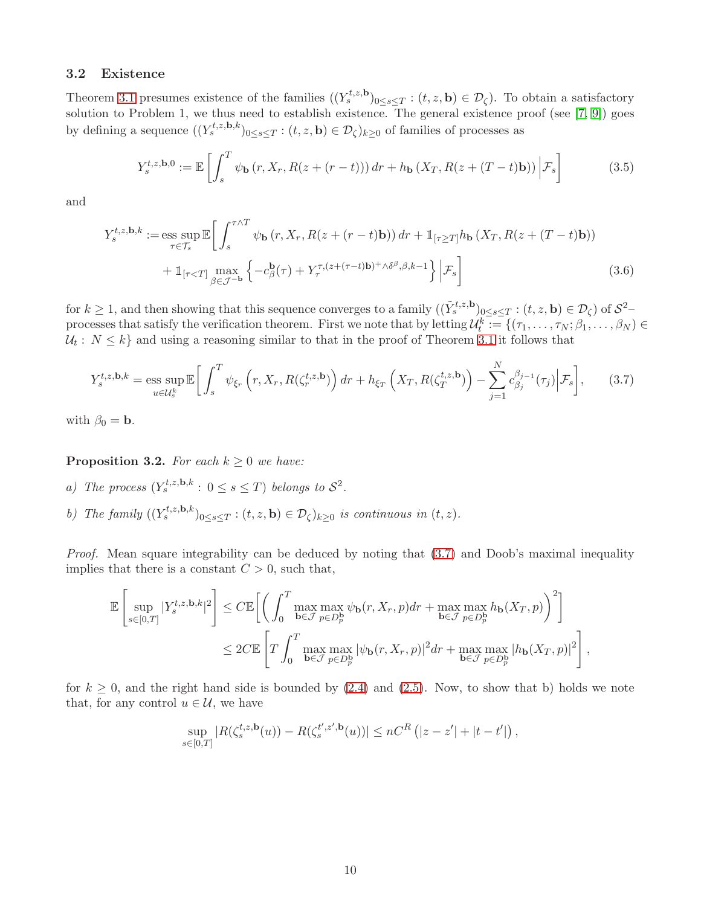### 3.2 Existence

Theorem 3.1 presumes existence of the families $((Y_s^{t,z,\mathbf{b}})_{0\leq s\leq T} : (t,z,\mathbf{b}) \in \mathcal{D}_\zeta)$. To obtain a satisfactory solution to Problem 1, we thus need to establish existence. The general existence proof (see [7, 9]) goes by defining a sequence $((Y_s^{t,z,\mathbf{b},k})_{0\leq s\leq T} : (t,z,\mathbf{b}) \in \mathcal{D}_\zeta)_{k\geq 0}$ of families of processes as

$$Y_s^{t,z,\mathbf{b},0} := \mathbb{E}\left[\int_s^T \psi_{\mathbf{b}}\left(r, X_r, R(z+(r-t))\right)dr + h_{\mathbf{b}}\left(X_T, R(z+(T-t)\mathbf{b})\right)\Big|\mathcal{F}_s\right] \tag{3.5}$$

and

$$\begin{aligned}Y_s^{t,z,\mathbf{b},k} := \operatorname*{ess\,sup}_{\tau\in\mathcal{T}_s}\mathbb{E}\bigg[&\int_s^{\tau\wedge T} \psi_{\mathbf{b}}\left(r, X_r, R(z+(r-t)\mathbf{b})\right)dr + \mathbb{1}_{[\tau\geq T]}h_{\mathbf{b}}\left(X_T, R(z+(T-t)\mathbf{b})\right)\\ &+ \mathbb{1}_{[\tau<T]}\max_{\beta\in\mathcal{J}^{-\mathbf{b}}}\left\{-c_\beta^{\mathbf{b}}(\tau) + Y_\tau^{\tau,(z+(\tau-t)\mathbf{b})^+\wedge\delta^\beta,\beta,k-1}\right\}\Big|\mathcal{F}_s\bigg]\end{aligned} \tag{3.6}$$

for $k\geq 1$, and then showing that this sequence converges to a family $((\tilde{Y}_s^{t,z,\mathbf{b}})_{0\leq s\leq T} : (t,z,\mathbf{b}) \in \mathcal{D}_\zeta)$ of $\mathcal{S}^2$–processes that satisfy the verification theorem. First we note that by letting $\mathcal{U}_t^k := \{(\tau_1,\ldots,\tau_N;\beta_1,\ldots,\beta_N) \in \mathcal{U}_t : N\leq k\}$ and using a reasoning similar to that in the proof of Theorem 3.1 it follows that

$$Y_s^{t,z,\mathbf{b},k} = \operatorname*{ess\,sup}_{u\in\mathcal{U}_s^k}\mathbb{E}\bigg[\int_s^T \psi_{\xi_r}\left(r, X_r, R(\zeta_r^{t,z,\mathbf{b}})\right)dr + h_{\xi_T}\left(X_T, R(\zeta_T^{t,z,\mathbf{b}})\right) - \sum_{j=1}^N c_{\beta_j}^{\beta_{j-1}}(\tau_j)\Big|\mathcal{F}_s\bigg], \tag{3.7}$$

with $\beta_0 = \mathbf{b}$.

**Proposition 3.2.** *For each $k\geq 0$ we have:*

*a) The process $(Y_s^{t,z,\mathbf{b},k} : 0\leq s\leq T)$ belongs to $\mathcal{S}^2$.*

*b) The family $((Y_s^{t,z,\mathbf{b},k})_{0\leq s\leq T} : (t,z,\mathbf{b}) \in \mathcal{D}_\zeta)_{k\geq 0}$ is continuous in $(t,z)$.*

*Proof.* Mean square integrability can be deduced by noting that (3.7) and Doob's maximal inequality implies that there is a constant $C>0$, such that,

$$\begin{aligned}\mathbb{E}\left[\sup_{s\in[0,T]}|Y_s^{t,z,\mathbf{b},k}|^2\right] &\leq C\mathbb{E}\bigg[\bigg(\int_0^T \max_{\mathbf{b}\in\mathcal{J}}\max_{p\in D_p^{\mathbf{b}}}\psi_{\mathbf{b}}(r,X_r,p)dr + \max_{\mathbf{b}\in\mathcal{J}}\max_{p\in D_p^{\mathbf{b}}}h_{\mathbf{b}}(X_T,p)\bigg)^2\bigg]\\ &\leq 2C\mathbb{E}\left[T\int_0^T \max_{\mathbf{b}\in\mathcal{J}}\max_{p\in D_p^{\mathbf{b}}}|\psi_{\mathbf{b}}(r,X_r,p)|^2dr + \max_{\mathbf{b}\in\mathcal{J}}\max_{p\in D_p^{\mathbf{b}}}|h_{\mathbf{b}}(X_T,p)|^2\right],\end{aligned}$$

for $k\geq 0$, and the right hand side is bounded by (2.4) and (2.5). Now, to show that b) holds we note that, for any control $u\in\mathcal{U}$, we have

$$\sup_{s\in[0,T]}|R(\zeta_s^{t,z,\mathbf{b}}(u)) - R(\zeta_s^{t',z',\mathbf{b}}(u))| \leq nC^R\left(|z-z'| + |t-t'|\right),$$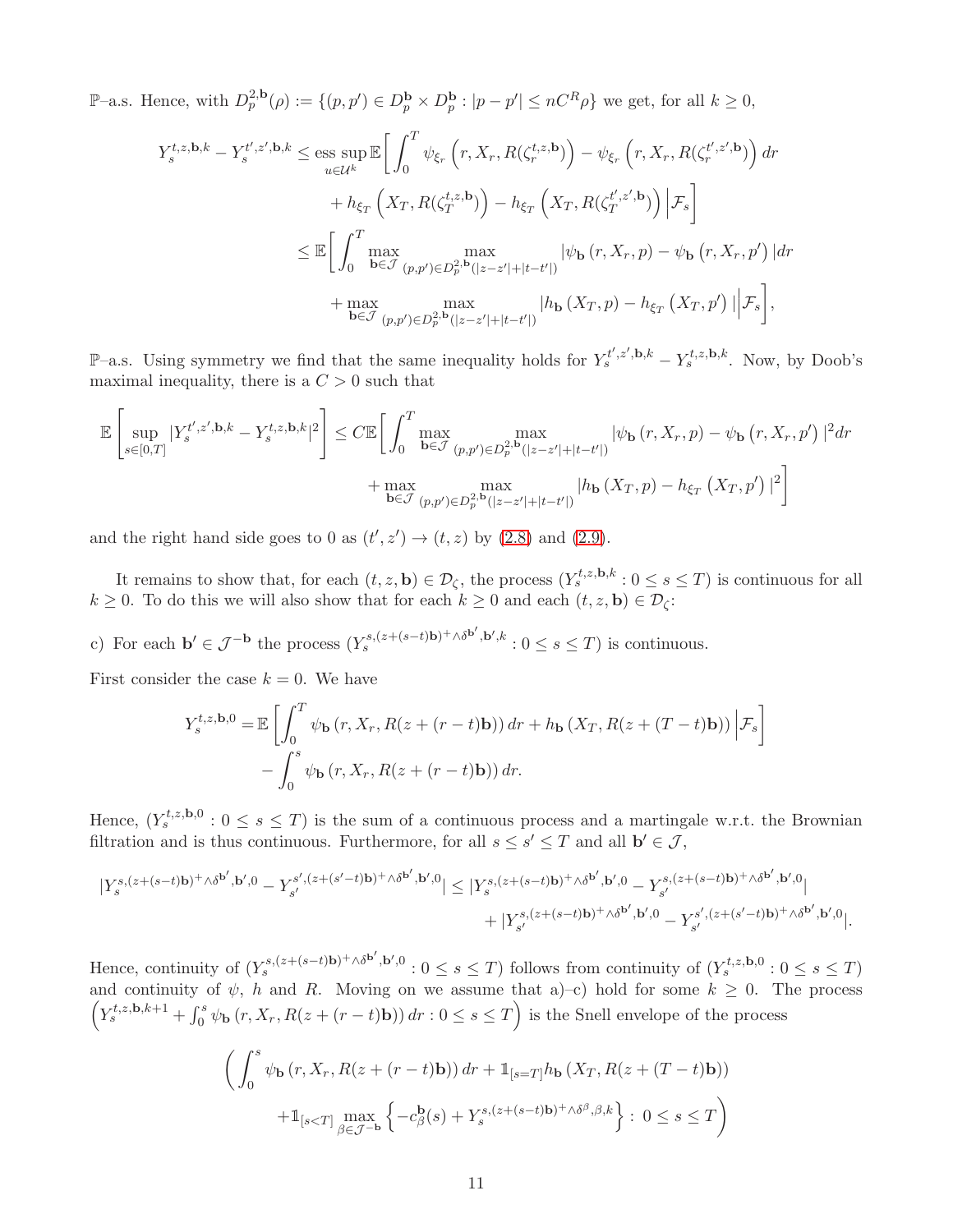$\mathbb{P}$–a.s. Hence, with $D_p^{2,\mathbf{b}}(\rho) := \{(p,p') \in D_p^{\mathbf{b}} \times D_p^{\mathbf{b}} : |p-p'| \leq nC^R\rho\}$ we get, for all $k \geq 0$,

$$
\begin{aligned}
Y_s^{t,z,\mathbf{b},k} - Y_s^{t',z',\mathbf{b},k} \leq &\operatorname*{ess\,sup}_{u\in\mathcal{U}^k} \mathbb{E}\bigg[\int_0^T \psi_{\xi_r}\left(r, X_r, R(\zeta_r^{t,z,\mathbf{b}})\right) - \psi_{\xi_r}\left(r, X_r, R(\zeta_r^{t',z',\mathbf{b}})\right) dr \\
&\qquad + h_{\xi_T}\left(X_T, R(\zeta_T^{t,z,\mathbf{b}})\right) - h_{\xi_T}\left(X_T, R(\zeta_T^{t',z',\mathbf{b}})\right) \Big| \mathcal{F}_s\bigg] \\
\leq &\ \mathbb{E}\bigg[\int_0^T \max_{\mathbf{b}\in\mathcal{J}} \max_{(p,p')\in D_p^{2,\mathbf{b}}(|z-z'|+|t-t'|)} |\psi_{\mathbf{b}}\left(r, X_r, p\right) - \psi_{\mathbf{b}}\left(r, X_r, p'\right)| dr \\
&\qquad + \max_{\mathbf{b}\in\mathcal{J}} \max_{(p,p')\in D_p^{2,\mathbf{b}}(|z-z'|+|t-t'|)} |h_{\mathbf{b}}\left(X_T, p\right) - h_{\xi_T}\left(X_T, p'\right)| \Big| \mathcal{F}_s\bigg],
\end{aligned}
$$

$\mathbb{P}$–a.s. Using symmetry we find that the same inequality holds for $Y_s^{t',z',\mathbf{b},k} - Y_s^{t,z,\mathbf{b},k}$. Now, by Doob's maximal inequality, there is a $C > 0$ such that

$$
\begin{aligned}
\mathbb{E}\left[\sup_{s\in[0,T]} |Y_s^{t',z',\mathbf{b},k} - Y_s^{t,z,\mathbf{b},k}|^2\right] \leq C\mathbb{E}\bigg[&\int_0^T \max_{\mathbf{b}\in\mathcal{J}} \max_{(p,p')\in D_p^{2,\mathbf{b}}(|z-z'|+|t-t'|)} |\psi_{\mathbf{b}}\left(r, X_r, p\right) - \psi_{\mathbf{b}}\left(r, X_r, p'\right)|^2 dr \\
&+ \max_{\mathbf{b}\in\mathcal{J}} \max_{(p,p')\in D_p^{2,\mathbf{b}}(|z-z'|+|t-t'|)} |h_{\mathbf{b}}\left(X_T, p\right) - h_{\xi_T}\left(X_T, p'\right)|^2\bigg]
\end{aligned}
$$

and the right hand side goes to 0 as $(t',z') \to (t,z)$ by (2.8) and (2.9).

It remains to show that, for each $(t,z,\mathbf{b}) \in \mathcal{D}_\zeta$, the process $(Y_s^{t,z,\mathbf{b},k} : 0 \leq s \leq T)$ is continuous for all $k \geq 0$. To do this we will also show that for each $k \geq 0$ and each $(t,z,\mathbf{b}) \in \mathcal{D}_\zeta$:

c) For each $\mathbf{b}' \in \mathcal{J}^{-\mathbf{b}}$ the process $(Y_s^{s,(z+(s-t)\mathbf{b})^+\wedge\delta^{\mathbf{b}'},\mathbf{b}',k} : 0 \leq s \leq T)$ is continuous.

First consider the case $k = 0$. We have

$$
\begin{aligned}
Y_s^{t,z,\mathbf{b},0} = &\ \mathbb{E}\left[\int_0^T \psi_{\mathbf{b}}\left(r, X_r, R(z+(r-t)\mathbf{b})\right) dr + h_{\mathbf{b}}\left(X_T, R(z+(T-t)\mathbf{b})\right) \Big| \mathcal{F}_s\right] \\
&- \int_0^s \psi_{\mathbf{b}}\left(r, X_r, R(z+(r-t)\mathbf{b})\right) dr.
\end{aligned}
$$

Hence, $(Y_s^{t,z,\mathbf{b},0} : 0 \leq s \leq T)$ is the sum of a continuous process and a martingale w.r.t. the Brownian filtration and is thus continuous. Furthermore, for all $s \leq s' \leq T$ and all $\mathbf{b}' \in \mathcal{J}$,

$$
\begin{aligned}
|Y_s^{s,(z+(s-t)\mathbf{b})^+\wedge\delta^{\mathbf{b}'},\mathbf{b}',0} - Y_{s'}^{s',(z+(s'-t)\mathbf{b})^+\wedge\delta^{\mathbf{b}'},\mathbf{b}',0}| \leq &\ |Y_s^{s,(z+(s-t)\mathbf{b})^+\wedge\delta^{\mathbf{b}'},\mathbf{b}',0} - Y_{s'}^{s,(z+(s-t)\mathbf{b})^+\wedge\delta^{\mathbf{b}'},\mathbf{b}',0}| \\
&+ |Y_{s'}^{s,(z+(s-t)\mathbf{b})^+\wedge\delta^{\mathbf{b}'},\mathbf{b}',0} - Y_{s'}^{s',(z+(s'-t)\mathbf{b})^+\wedge\delta^{\mathbf{b}'},\mathbf{b}',0}|.
\end{aligned}
$$

Hence, continuity of $(Y_s^{s,(z+(s-t)\mathbf{b})^+\wedge\delta^{\mathbf{b}'},\mathbf{b}',0} : 0 \leq s \leq T)$ follows from continuity of $(Y_s^{t,z,\mathbf{b},0} : 0 \leq s \leq T)$ and continuity of $\psi$, $h$ and $R$. Moving on we assume that a)–c) hold for some $k \geq 0$. The process $\left(Y_s^{t,z,\mathbf{b},k+1} + \int_0^s \psi_{\mathbf{b}}\left(r, X_r, R(z+(r-t)\mathbf{b})\right) dr : 0 \leq s \leq T\right)$ is the Snell envelope of the process

$$
\begin{aligned}
\bigg(&\int_0^s \psi_{\mathbf{b}}\left(r, X_r, R(z+(r-t)\mathbf{b})\right) dr + \mathbb{1}_{[s=T]} h_{\mathbf{b}}\left(X_T, R(z+(T-t)\mathbf{b})\right) \\
&+ \mathbb{1}_{[s<T]} \max_{\beta\in\mathcal{J}^{-\mathbf{b}}} \left\{-c_\beta^{\mathbf{b}}(s) + Y_s^{s,(z+(s-t)\mathbf{b})^+\wedge\delta^\beta,\beta,k}\right\} : 0 \leq s \leq T\bigg)
\end{aligned}
$$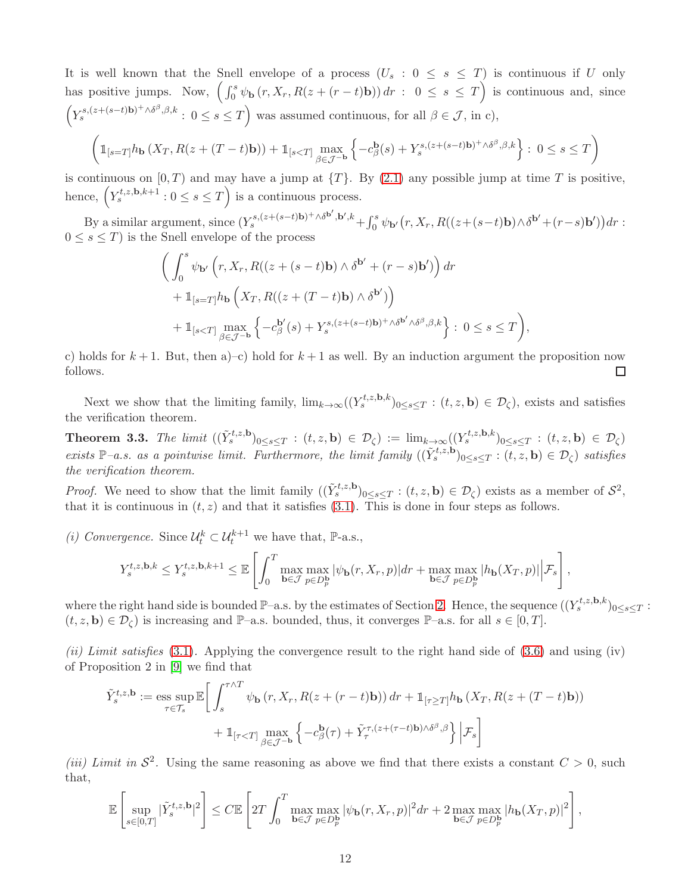It is well known that the Snell envelope of a process $(U_s : 0 \leq s \leq T)$ is continuous if $U$ only has positive jumps. Now, $\left(\int_0^s \psi_{\mathbf{b}}\left(r, X_r, R(z+(r-t)\mathbf{b})\right) dr : 0 \leq s \leq T\right)$ is continuous and, since $\left(Y_s^{s,(z+(s-t)\mathbf{b})^+ \wedge \delta^\beta, \beta, k} : 0 \leq s \leq T\right)$ was assumed continuous, for all $\beta \in \mathcal{J}$, in c),

$$
\left(\mathbb{1}_{[s=T]} h_{\mathbf{b}}\left(X_T, R(z+(T-t)\mathbf{b})\right) + \mathbb{1}_{[s<T]} \max_{\beta \in \mathcal{J}^{-\mathbf{b}}} \left\{-c_\beta^{\mathbf{b}}(s) + Y_s^{s,(z+(s-t)\mathbf{b})^+ \wedge \delta^\beta, \beta, k}\right\} : 0 \leq s \leq T\right)
$$

is continuous on $[0,T)$ and may have a jump at $\{T\}$. By (2.1) any possible jump at time $T$ is positive, hence, $\left(Y_s^{t,z,\mathbf{b},k+1} : 0 \leq s \leq T\right)$ is a continuous process.

By a similar argument, since $(Y_s^{s,(z+(s-t)\mathbf{b})^+ \wedge \delta^{\mathbf{b}'}, \mathbf{b}', k} + \int_0^s \psi_{\mathbf{b}'}\left(r, X_r, R((z+(s-t)\mathbf{b}) \wedge \delta^{\mathbf{b}'} + (r-s)\mathbf{b}')\right) dr : 0 \leq s \leq T)$ is the Snell envelope of the process

$$
\begin{aligned}
\Bigg( & \int_0^s \psi_{\mathbf{b}'}\left(r, X_r, R((z+(s-t)\mathbf{b}) \wedge \delta^{\mathbf{b}'} + (r-s)\mathbf{b}')\right) dr \\
& + \mathbb{1}_{[s=T]} h_{\mathbf{b}}\left(X_T, R((z+(T-t)\mathbf{b}) \wedge \delta^{\mathbf{b}'})\right) \\
& + \mathbb{1}_{[s<T]} \max_{\beta \in \mathcal{J}^{-\mathbf{b}}} \left\{-c_\beta^{\mathbf{b}'}(s) + Y_s^{s,(z+(s-t)\mathbf{b})^+ \wedge \delta^{\mathbf{b}'} \wedge \delta^\beta, \beta, k}\right\} : 0 \leq s \leq T\Bigg),
\end{aligned}
$$

c) holds for $k+1$. But, then a)–c) hold for $k+1$ as well. By an induction argument the proposition now follows. ☐

Next we show that the limiting family, $\lim_{k\to\infty}((Y_s^{t,z,\mathbf{b},k})_{0\leq s\leq T} : (t,z,\mathbf{b}) \in \mathcal{D}_\zeta)$, exists and satisfies the verification theorem.

**Theorem 3.3.** *The limit $((\tilde{Y}_s^{t,z,\mathbf{b}})_{0\leq s\leq T} : (t,z,\mathbf{b}) \in \mathcal{D}_\zeta) := \lim_{k\to\infty}((Y_s^{t,z,\mathbf{b},k})_{0\leq s\leq T} : (t,z,\mathbf{b}) \in \mathcal{D}_\zeta)$ exists $\mathbb{P}$–a.s. as a pointwise limit. Furthermore, the limit family $((\tilde{Y}_s^{t,z,\mathbf{b}})_{0\leq s\leq T} : (t,z,\mathbf{b}) \in \mathcal{D}_\zeta)$ satisfies the verification theorem.*

*Proof.* We need to show that the limit family $((\tilde{Y}_s^{t,z,\mathbf{b}})_{0\leq s\leq T} : (t,z,\mathbf{b}) \in \mathcal{D}_\zeta)$ exists as a member of $\mathcal{S}^2$, that it is continuous in $(t,z)$ and that it satisfies (3.1). This is done in four steps as follows.

*(i) Convergence.* Since $\mathcal{U}_t^k \subset \mathcal{U}_t^{k+1}$ we have that, $\mathbb{P}$-a.s.,

$$
Y_s^{t,z,\mathbf{b},k} \leq Y_s^{t,z,\mathbf{b},k+1} \leq \mathbb{E}\left[\int_0^T \max_{\mathbf{b}\in\mathcal{J}} \max_{p\in D_p^{\mathbf{b}}} |\psi_{\mathbf{b}}(r, X_r, p)| dr + \max_{\mathbf{b}\in\mathcal{J}} \max_{p\in D_p^{\mathbf{b}}} |h_{\mathbf{b}}(X_T, p)| \Big| \mathcal{F}_s\right],
$$

where the right hand side is bounded $\mathbb{P}$–a.s. by the estimates of Section 2. Hence, the sequence $((Y_s^{t,z,\mathbf{b},k})_{0\leq s\leq T} : (t,z,\mathbf{b}) \in \mathcal{D}_\zeta)$ is increasing and $\mathbb{P}$–a.s. bounded, thus, it converges $\mathbb{P}$–a.s. for all $s \in [0,T]$.

*(ii) Limit satisfies* (3.1). Applying the convergence result to the right hand side of (3.6) and using (iv) of Proposition 2 in [9] we find that

$$
\begin{aligned}
\tilde{Y}_s^{t,z,\mathbf{b}} := \operatorname*{ess\,sup}_{\tau\in\mathcal{T}_s} \mathbb{E}\Bigg[ & \int_s^{\tau\wedge T} \psi_{\mathbf{b}}\left(r, X_r, R(z+(r-t)\mathbf{b})\right) dr + \mathbb{1}_{[\tau\geq T]} h_{\mathbf{b}}\left(X_T, R(z+(T-t)\mathbf{b})\right) \\
& + \mathbb{1}_{[\tau<T]} \max_{\beta\in\mathcal{J}^{-\mathbf{b}}} \left\{-c_\beta^{\mathbf{b}}(\tau) + \tilde{Y}_\tau^{\tau,(z+(\tau-t)\mathbf{b})\wedge\delta^\beta,\beta}\right\} \Big| \mathcal{F}_s\Bigg]
\end{aligned}
$$

*(iii) Limit in $\mathcal{S}^2$.* Using the same reasoning as above we find that there exists a constant $C > 0$, such that,

$$
\mathbb{E}\left[\sup_{s\in[0,T]} |\tilde{Y}_s^{t,z,\mathbf{b}}|^2\right] \leq C\mathbb{E}\left[2T\int_0^T \max_{\mathbf{b}\in\mathcal{J}} \max_{p\in D_p^{\mathbf{b}}} |\psi_{\mathbf{b}}(r, X_r, p)|^2 dr + 2\max_{\mathbf{b}\in\mathcal{J}} \max_{p\in D_p^{\mathbf{b}}} |h_{\mathbf{b}}(X_T, p)|^2\right],
$$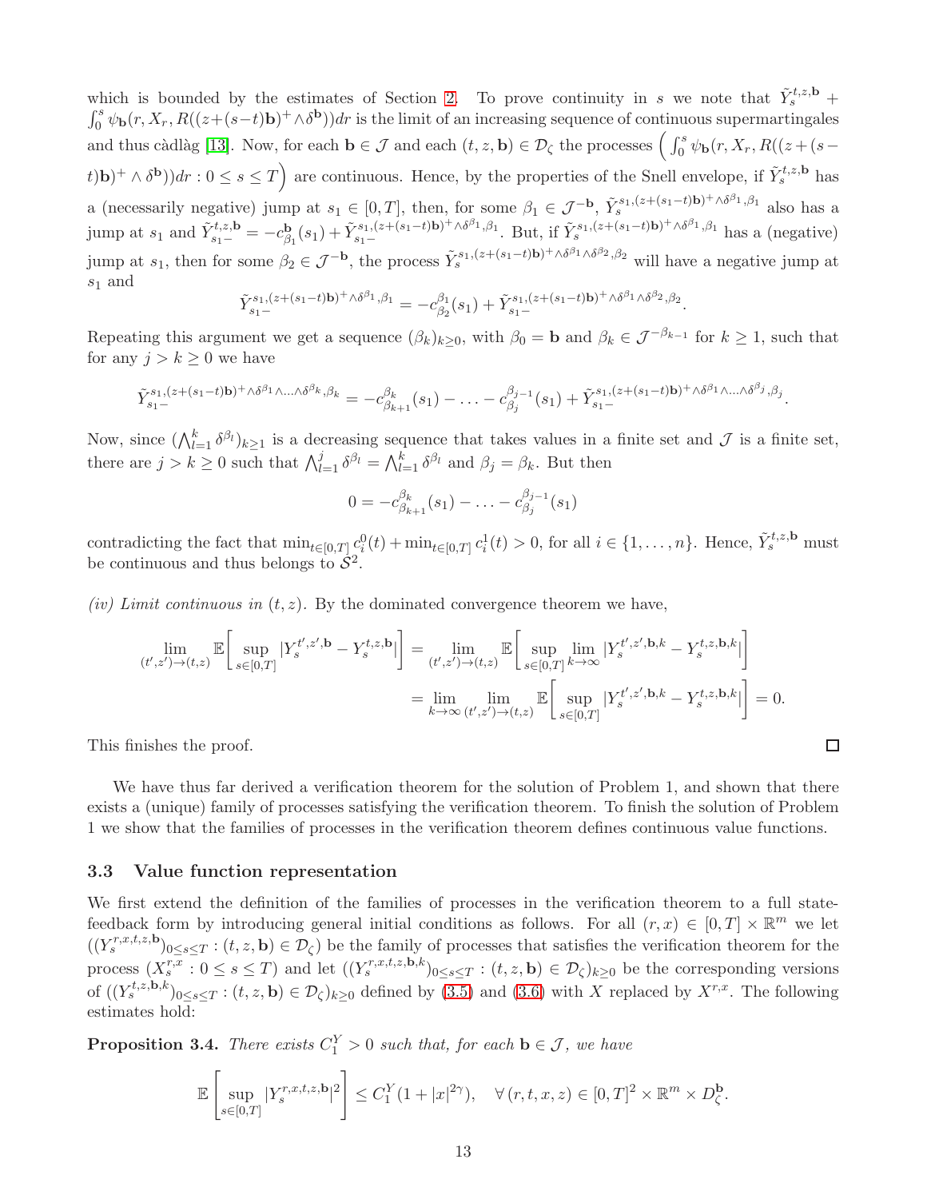which is bounded by the estimates of Section 2. To prove continuity in $s$ we note that $\tilde{Y}_s^{t,z,\mathbf{b}} + \int_0^s \psi_{\mathbf{b}}(r, X_r, R((z+(s-t)\mathbf{b})^+ \wedge \delta^{\mathbf{b}}))dr$ is the limit of an increasing sequence of continuous supermartingales and thus càdlàg [13]. Now, for each $\mathbf{b} \in \mathcal{J}$ and each $(t,z,\mathbf{b}) \in \mathcal{D}_\zeta$ the processes $\Big( \int_0^s \psi_{\mathbf{b}}(r, X_r, R((z+(s-t)\mathbf{b})^+ \wedge \delta^{\mathbf{b}}))dr : 0 \leq s \leq T \Big)$ are continuous. Hence, by the properties of the Snell envelope, if $\tilde{Y}_s^{t,z,\mathbf{b}}$ has a (necessarily negative) jump at $s_1 \in [0,T]$, then, for some $\beta_1 \in \mathcal{J}^{-\mathbf{b}}$, $\tilde{Y}_s^{s_1,(z+(s_1-t)\mathbf{b})^+ \wedge \delta^{\beta_1},\beta_1}$ also has a jump at $s_1$ and $\tilde{Y}_{s_1-}^{t,z,\mathbf{b}} = -c^{\mathbf{b}}_{\beta_1}(s_1) + \tilde{Y}_{s_1-}^{s_1,(z+(s_1-t)\mathbf{b})^+ \wedge \delta^{\beta_1},\beta_1}$. But, if $\tilde{Y}_s^{s_1,(z+(s_1-t)\mathbf{b})^+ \wedge \delta^{\beta_1},\beta_1}$ has a (negative) jump at $s_1$, then for some $\beta_2 \in \mathcal{J}^{-\mathbf{b}}$, the process $\tilde{Y}_s^{s_1,(z+(s_1-t)\mathbf{b})^+ \wedge \delta^{\beta_1} \wedge \delta^{\beta_2},\beta_2}$ will have a negative jump at $s_1$ and

$$\tilde{Y}_{s_1-}^{s_1,(z+(s_1-t)\mathbf{b})^+ \wedge \delta^{\beta_1},\beta_1} = -c^{\beta_1}_{\beta_2}(s_1) + \tilde{Y}_{s_1-}^{s_1,(z+(s_1-t)\mathbf{b})^+ \wedge \delta^{\beta_1} \wedge \delta^{\beta_2},\beta_2}.$$

Repeating this argument we get a sequence $(\beta_k)_{k \geq 0}$, with $\beta_0 = \mathbf{b}$ and $\beta_k \in \mathcal{J}^{-\beta_{k-1}}$ for $k \geq 1$, such that for any $j > k \geq 0$ we have

$$\tilde{Y}_{s_1-}^{s_1,(z+(s_1-t)\mathbf{b})^+ \wedge \delta^{\beta_1} \wedge \ldots \wedge \delta^{\beta_k},\beta_k} = -c^{\beta_k}_{\beta_{k+1}}(s_1) - \ldots - c^{\beta_{j-1}}_{\beta_j}(s_1) + \tilde{Y}_{s_1-}^{s_1,(z+(s_1-t)\mathbf{b})^+ \wedge \delta^{\beta_1} \wedge \ldots \wedge \delta^{\beta_j},\beta_j}.$$

Now, since $(\bigwedge_{l=1}^k \delta^{\beta_l})_{k \geq 1}$ is a decreasing sequence that takes values in a finite set and $\mathcal{J}$ is a finite set, there are $j > k \geq 0$ such that $\bigwedge_{l=1}^j \delta^{\beta_l} = \bigwedge_{l=1}^k \delta^{\beta_l}$ and $\beta_j = \beta_k$. But then

$$0 = -c^{\beta_k}_{\beta_{k+1}}(s_1) - \ldots - c^{\beta_{j-1}}_{\beta_j}(s_1)$$

contradicting the fact that $\min_{t \in [0,T]} c_i^0(t) + \min_{t \in [0,T]} c_i^1(t) > 0$, for all $i \in \{1, \ldots, n\}$. Hence, $\tilde{Y}_s^{t,z,\mathbf{b}}$ must be continuous and thus belongs to $\mathcal{S}^2$.

*(iv) Limit continuous in* $(t,z)$. By the dominated convergence theorem we have,

$$\begin{aligned}
\lim_{(t',z') \to (t,z)} \mathbb{E}\bigg[ \sup_{s \in [0,T]} |Y_s^{t',z',\mathbf{b}} - Y_s^{t,z,\mathbf{b}}| \bigg] &= \lim_{(t',z') \to (t,z)} \mathbb{E}\bigg[ \sup_{s \in [0,T]} \lim_{k \to \infty} |Y_s^{t',z',\mathbf{b},k} - Y_s^{t,z,\mathbf{b},k}| \bigg] \\
&= \lim_{k \to \infty} \lim_{(t',z') \to (t,z)} \mathbb{E}\bigg[ \sup_{s \in [0,T]} |Y_s^{t',z',\mathbf{b},k} - Y_s^{t,z,\mathbf{b},k}| \bigg] = 0.
\end{aligned}$$

This finishes the proof. □

We have thus far derived a verification theorem for the solution of Problem 1, and shown that there exists a (unique) family of processes satisfying the verification theorem. To finish the solution of Problem 1 we show that the families of processes in the verification theorem defines continuous value functions.

### 3.3 Value function representation

We first extend the definition of the families of processes in the verification theorem to a full state-feedback form by introducing general initial conditions as follows. For all $(r,x) \in [0,T] \times \mathbb{R}^m$ we let $((Y_s^{r,x,t,z,\mathbf{b}})_{0 \leq s \leq T} : (t,z,\mathbf{b}) \in \mathcal{D}_\zeta)$ be the family of processes that satisfies the verification theorem for the process $(X_s^{r,x} : 0 \leq s \leq T)$ and let $((Y_s^{r,x,t,z,\mathbf{b},k})_{0 \leq s \leq T} : (t,z,\mathbf{b}) \in \mathcal{D}_\zeta)_{k \geq 0}$ be the corresponding versions of $((Y_s^{t,z,\mathbf{b},k})_{0 \leq s \leq T} : (t,z,\mathbf{b}) \in \mathcal{D}_\zeta)_{k \geq 0}$ defined by (3.5) and (3.6) with $X$ replaced by $X^{r,x}$. The following estimates hold:

**Proposition 3.4.** *There exists* $C_1^Y > 0$ *such that, for each* $\mathbf{b} \in \mathcal{J}$, *we have*

$$\mathbb{E}\bigg[ \sup_{s \in [0,T]} |Y_s^{r,x,t,z,\mathbf{b}}|^2 \bigg] \leq C_1^Y (1 + |x|^{2\gamma}), \quad \forall \, (r,t,x,z) \in [0,T]^2 \times \mathbb{R}^m \times D_\zeta^{\mathbf{b}}.$$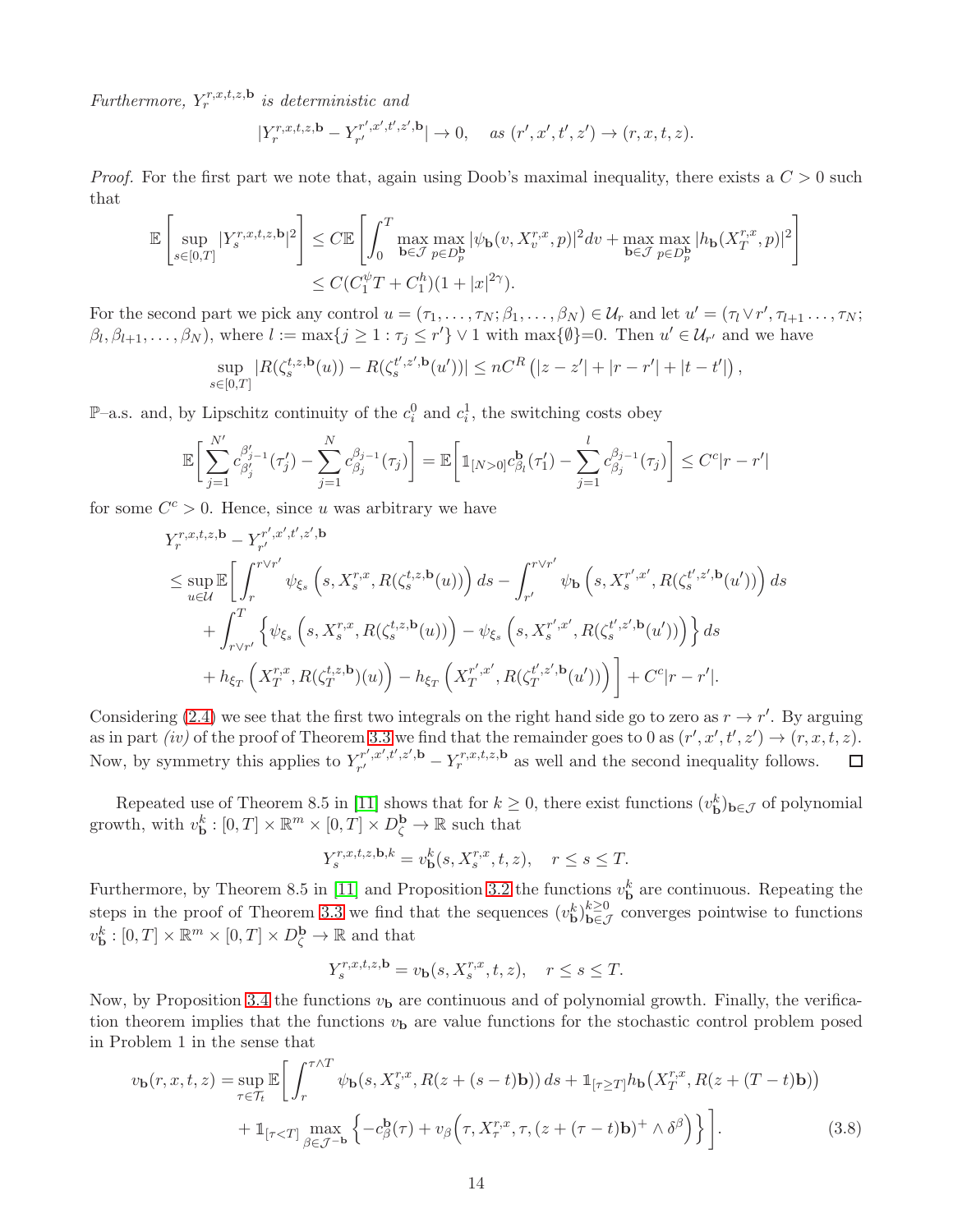*Furthermore, $Y_r^{r,x,t,z,\mathbf{b}}$ is deterministic and*

$$|Y_r^{r,x,t,z,\mathbf{b}} - Y_{r'}^{r',x',t',z',\mathbf{b}}| \to 0, \quad \text{as } (r',x',t',z') \to (r,x,t,z).$$

*Proof.* For the first part we note that, again using Doob's maximal inequality, there exists a $C > 0$ such that

$$\mathbb{E}\left[\sup_{s\in[0,T]} |Y_s^{r,x,t,z,\mathbf{b}}|^2\right] \le C\mathbb{E}\left[\int_0^T \max_{\mathbf{b}\in\mathcal{J}} \max_{p\in D_p^{\mathbf{b}}} |\psi_{\mathbf{b}}(v, X_v^{r,x}, p)|^2 dv + \max_{\mathbf{b}\in\mathcal{J}} \max_{p\in D_p^{\mathbf{b}}} |h_{\mathbf{b}}(X_T^{r,x}, p)|^2\right]$$
$$\le C(C_1^\psi T + C_1^h)(1 + |x|^{2\gamma}).$$

For the second part we pick any control $u = (\tau_1, \ldots, \tau_N; \beta_1, \ldots, \beta_N) \in \mathcal{U}_r$ and let $u' = (\tau_l \vee r', \tau_{l+1} \ldots, \tau_N; \beta_l, \beta_{l+1}, \ldots, \beta_N)$, where $l := \max\{j \ge 1 : \tau_j \le r'\} \vee 1$ with $\max\{\emptyset\}$=0. Then $u' \in \mathcal{U}_{r'}$ and we have

$$\sup_{s\in[0,T]} |R(\zeta_s^{t,z,\mathbf{b}}(u)) - R(\zeta_s^{t',z',\mathbf{b}}(u'))| \le nC^R \left(|z - z'| + |r - r'| + |t - t'|\right),$$

$\mathbb{P}$–a.s. and, by Lipschitz continuity of the $c_i^0$ and $c_i^1$, the switching costs obey

$$\mathbb{E}\bigg[\sum_{j=1}^{N'} c_{\beta'_j}^{\beta'_{j-1}}(\tau'_j) - \sum_{j=1}^{N} c_{\beta_j}^{\beta_{j-1}}(\tau_j)\bigg] = \mathbb{E}\bigg[\mathbb{1}_{[N>0]} c_{\beta_l}^{\mathbf{b}}(\tau'_1) - \sum_{j=1}^{l} c_{\beta_j}^{\beta_{j-1}}(\tau_j)\bigg] \le C^c|r - r'|$$

for some $C^c > 0$. Hence, since $u$ was arbitrary we have

$$\begin{aligned}
&Y_r^{r,x,t,z,\mathbf{b}} - Y_{r'}^{r',x',t',z',\mathbf{b}} \\
&\le \sup_{u\in\mathcal{U}} \mathbb{E}\bigg[\int_r^{r\vee r'} \psi_{\xi_s}\left(s, X_s^{r,x}, R(\zeta_s^{t,z,\mathbf{b}}(u))\right) ds - \int_{r'}^{r\vee r'} \psi_{\mathbf{b}}\left(s, X_s^{r',x'}, R(\zeta_s^{t',z',\mathbf{b}}(u'))\right) ds \\
&\quad + \int_{r\vee r'}^T \left\{\psi_{\xi_s}\left(s, X_s^{r,x}, R(\zeta_s^{t,z,\mathbf{b}}(u))\right) - \psi_{\xi_s}\left(s, X_s^{r',x'}, R(\zeta_s^{t',z',\mathbf{b}}(u'))\right)\right\} ds \\
&\quad + h_{\xi_T}\left(X_T^{r,x}, R(\zeta_T^{t,z,\mathbf{b}})(u)\right) - h_{\xi_T}\left(X_T^{r',x'}, R(\zeta_T^{t',z',\mathbf{b}}(u'))\right)\bigg] + C^c|r - r'|.
\end{aligned}$$

Considering (2.4) we see that the first two integrals on the right hand side go to zero as $r \to r'$. By arguing as in part *(iv)* of the proof of Theorem 3.3 we find that the remainder goes to 0 as $(r', x', t', z') \to (r, x, t, z)$. Now, by symmetry this applies to $Y_{r'}^{r',x',t',z',\mathbf{b}} - Y_r^{r,x,t,z,\mathbf{b}}$ as well and the second inequality follows. $\square$

Repeated use of Theorem 8.5 in [11] shows that for $k \ge 0$, there exist functions $(v_{\mathbf{b}}^k)_{\mathbf{b}\in\mathcal{J}}$ of polynomial growth, with $v_{\mathbf{b}}^k : [0,T] \times \mathbb{R}^m \times [0,T] \times D_\zeta^{\mathbf{b}} \to \mathbb{R}$ such that

$$Y_s^{r,x,t,z,\mathbf{b},k} = v_{\mathbf{b}}^k(s, X_s^{r,x}, t, z), \quad r \le s \le T.$$

Furthermore, by Theorem 8.5 in [11] and Proposition 3.2 the functions $v_{\mathbf{b}}^k$ are continuous. Repeating the steps in the proof of Theorem 3.3 we find that the sequences $(v_{\mathbf{b}}^k)_{\mathbf{b}\in\mathcal{J}}^{k\ge 0}$ converges pointwise to functions $v_{\mathbf{b}}^k : [0,T] \times \mathbb{R}^m \times [0,T] \times D_\zeta^{\mathbf{b}} \to \mathbb{R}$ and that

$$Y_s^{r,x,t,z,\mathbf{b}} = v_{\mathbf{b}}(s, X_s^{r,x}, t, z), \quad r \le s \le T.$$

Now, by Proposition 3.4 the functions $v_{\mathbf{b}}$ are continuous and of polynomial growth. Finally, the verification theorem implies that the functions $v_{\mathbf{b}}$ are value functions for the stochastic control problem posed in Problem 1 in the sense that

$$\begin{aligned}
v_{\mathbf{b}}(r, x, t, z) = \sup_{\tau\in\mathcal{T}_t} \mathbb{E}\bigg[&\int_r^{\tau\wedge T} \psi_{\mathbf{b}}(s, X_s^{r,x}, R(z + (s-t)\mathbf{b}))\, ds + \mathbb{1}_{[\tau\ge T]} h_{\mathbf{b}}\big(X_T^{r,x}, R(z + (T-t)\mathbf{b})\big) \\
&+ \mathbb{1}_{[\tau<T]} \max_{\beta\in\mathcal{J}^{-\mathbf{b}}} \left\{-c_\beta^{\mathbf{b}}(\tau) + v_\beta\Big(\tau, X_\tau^{r,x}, \tau, (z + (\tau - t)\mathbf{b})^+ \wedge \delta^\beta\Big)\right\}\bigg]. \qquad (3.8)
\end{aligned}$$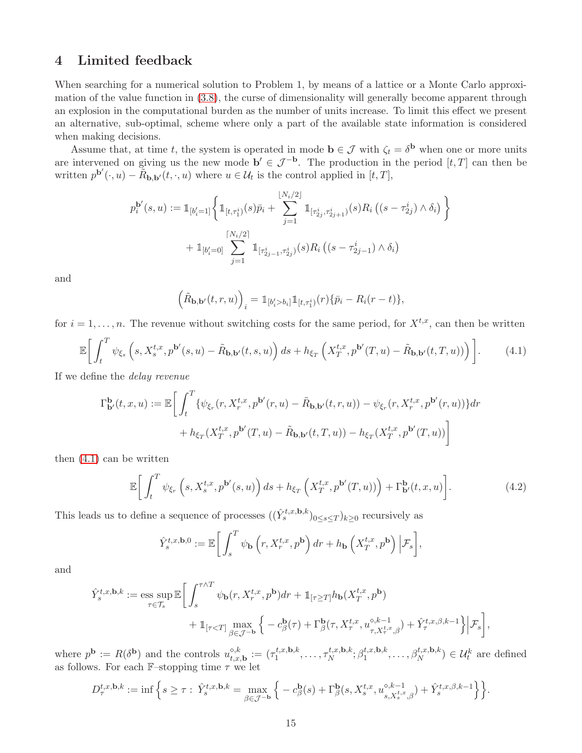## 4 Limited feedback

When searching for a numerical solution to Problem 1, by means of a lattice or a Monte Carlo approximation of the value function in (3.8), the curse of dimensionality will generally become apparent through an explosion in the computational burden as the number of units increase. To limit this effect we present an alternative, sub-optimal, scheme where only a part of the available state information is considered when making decisions.

Assume that, at time $t$, the system is operated in mode $\mathbf{b} \in \mathcal{J}$ with $\zeta_t = \delta^{\mathbf{b}}$ when one or more units are intervened on giving us the new mode $\mathbf{b}' \in \mathcal{J}^{-\mathbf{b}}$. The production in the period $[t, T]$ can then be written $p^{\mathbf{b}'}(\cdot, u) - \tilde{R}_{\mathbf{b},\mathbf{b}'}(t, \cdot, u)$ where $u \in \mathcal{U}_t$ is the control applied in $[t, T]$,

$$p_i^{\mathbf{b}'}(s, u) := \mathbb{1}_{[b_i'=1]}\Big\{\mathbb{1}_{[t,\tau_1^i)}(s)\bar{p}_i + \sum_{j=1}^{\lfloor N_i/2 \rfloor} \mathbb{1}_{[\tau_{2j}^i, \tau_{2j+1}^i)}(s) R_i\left((s - \tau_{2j}^i) \wedge \delta_i\right)\Big\}$$

$$+ \mathbb{1}_{[b_i'=0]} \sum_{j=1}^{\lceil N_i/2 \rceil} \mathbb{1}_{[\tau_{2j-1}^i, \tau_{2j}^i)}(s) R_i\left((s - \tau_{2j-1}^i) \wedge \delta_i\right)$$

and

$$\Big(\tilde{R}_{\mathbf{b},\mathbf{b}'}(t, r, u)\Big)_i = \mathbb{1}_{[b_i' > b_i]} \mathbb{1}_{[t, \tau_1^i)}(r)\{\bar{p}_i - R_i(r - t)\},$$

for $i = 1, \ldots, n$. The revenue without switching costs for the same period, for $X^{t,x}$, can then be written

$$\mathbb{E}\bigg[\int_t^T \psi_{\xi_s}\left(s, X_s^{t,x}, p^{\mathbf{b}'}(s, u) - \tilde{R}_{\mathbf{b},\mathbf{b}'}(t, s, u)\right) ds + h_{\xi_T}\left(X_T^{t,x}, p^{\mathbf{b}'}(T, u) - \tilde{R}_{\mathbf{b},\mathbf{b}'}(t, T, u)\right)\bigg]. \tag{4.1}$$

If we define the *delay revenue*

$$\Gamma_{\mathbf{b}'}^{\mathbf{b}}(t, x, u) := \mathbb{E}\bigg[\int_t^T \{\psi_{\xi_r}(r, X_r^{t,x}, p^{\mathbf{b}'}(r, u) - \tilde{R}_{\mathbf{b},\mathbf{b}'}(t, r, u)) - \psi_{\xi_r}(r, X_r^{t,x}, p^{\mathbf{b}'}(r, u))\}dr$$

$$+ h_{\xi_T}(X_T^{t,x}, p^{\mathbf{b}'}(T, u) - \tilde{R}_{\mathbf{b},\mathbf{b}'}(t, T, u)) - h_{\xi_T}(X_T^{t,x}, p^{\mathbf{b}'}(T, u))\bigg]$$

then (4.1) can be written

$$\mathbb{E}\bigg[\int_t^T \psi_{\xi_r}\left(s, X_s^{t,x}, p^{\mathbf{b}'}(s, u)\right) ds + h_{\xi_T}\left(X_T^{t,x}, p^{\mathbf{b}'}(T, u)\right) + \Gamma_{\mathbf{b}'}^{\mathbf{b}}(t, x, u)\bigg]. \tag{4.2}$$

This leads us to define a sequence of processes $((\hat{Y}_s^{t,x,\mathbf{b},k})_{0 \le s \le T})_{k \ge 0}$ recursively as

$$\hat{Y}_s^{t,x,\mathbf{b},0} := \mathbb{E}\bigg[\int_s^T \psi_{\mathbf{b}}\left(r, X_r^{t,x}, p^{\mathbf{b}}\right) dr + h_{\mathbf{b}}\left(X_T^{t,x}, p^{\mathbf{b}}\right) \Big| \mathcal{F}_s\bigg],$$

and

$$\hat{Y}_s^{t,x,\mathbf{b},k} := \operatorname*{ess\,sup}_{\tau \in \mathcal{T}_s} \mathbb{E}\bigg[\int_s^{\tau \wedge T} \psi_{\mathbf{b}}(r, X_r^{t,x}, p^{\mathbf{b}}) dr + \mathbb{1}_{[\tau \ge T]} h_{\mathbf{b}}(X_T^{t,x}, p^{\mathbf{b}})$$

$$+ \mathbb{1}_{[\tau < T]} \max_{\beta \in \mathcal{J}^{-\mathbf{b}}} \Big\{ -c_\beta^{\mathbf{b}}(\tau) + \Gamma_\beta^{\mathbf{b}}(\tau, X_\tau^{t,x}, u^{\diamond,k-1}_{\tau, X_\tau^{t,x}, \beta}) + \hat{Y}_\tau^{t,x,\beta,k-1} \Big\} \Big| \mathcal{F}_s\bigg],$$

where $p^{\mathbf{b}} := R(\delta^{\mathbf{b}})$ and the controls $u^{\diamond,k}_{t,x,\mathbf{b}} := (\tau_1^{t,x,\mathbf{b},k}, \ldots, \tau_N^{t,x,\mathbf{b},k}; \beta_1^{t,x,\mathbf{b},k}, \ldots, \beta_N^{t,x,\mathbf{b},k}) \in \mathcal{U}_t^k$ are defined as follows. For each $\mathbb{F}$–stopping time $\tau$ we let

$$D_\tau^{t,x,\mathbf{b},k} := \inf\Big\{ s \ge \tau : \hat{Y}_s^{t,x,\mathbf{b},k} = \max_{\beta \in \mathcal{J}^{-\mathbf{b}}} \Big\{ -c_\beta^{\mathbf{b}}(s) + \Gamma_\beta^{\mathbf{b}}(s, X_s^{t,x}, u^{\diamond,k-1}_{s, X_s^{t,x}, \beta}) + \hat{Y}_s^{t,x,\beta,k-1} \Big\} \Big\}.$$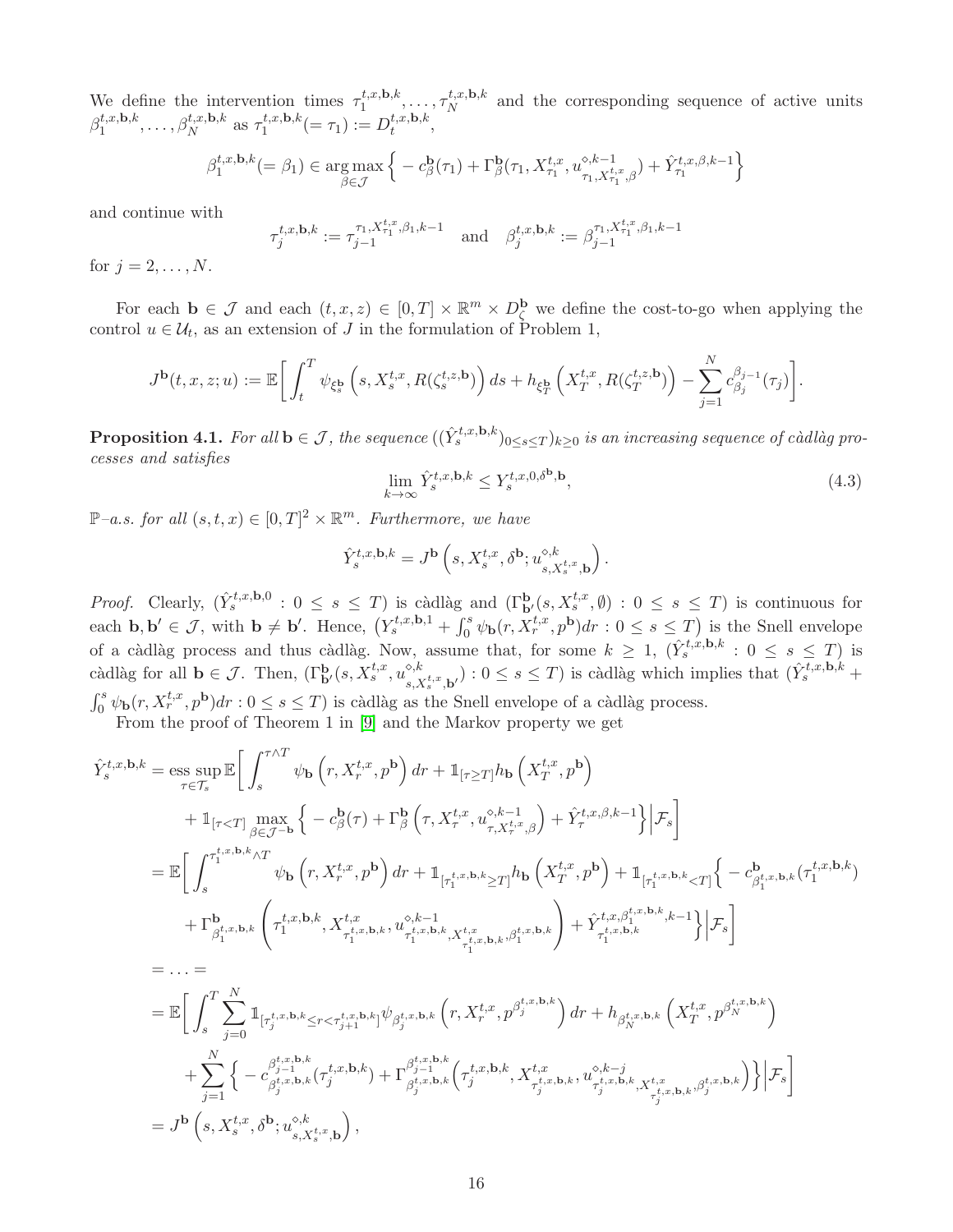We define the intervention times $\tau_1^{t,x,\mathbf{b},k},\dots,\tau_N^{t,x,\mathbf{b},k}$ and the corresponding sequence of active units $\beta_1^{t,x,\mathbf{b},k},\dots,\beta_N^{t,x,\mathbf{b},k}$ as $\tau_1^{t,x,\mathbf{b},k}(=\tau_1) := D_t^{t,x,\mathbf{b},k}$,

$$\beta_1^{t,x,\mathbf{b},k}(=\beta_1) \in \operatorname*{arg\,max}_{\beta\in\mathcal{J}} \Big\{ -c_\beta^{\mathbf{b}}(\tau_1) + \Gamma_\beta^{\mathbf{b}}(\tau_1, X_{\tau_1}^{t,x}, u^{\diamond,k-1}_{\tau_1,X_{\tau_1}^{t,x},\beta}) + \hat{Y}_{\tau_1}^{t,x,\beta,k-1}\Big\}$$

and continue with

$$\tau_j^{t,x,\mathbf{b},k} := \tau_{j-1}^{\tau_1,X_{\tau_1}^{t,x},\beta_1,k-1} \quad\text{and}\quad \beta_j^{t,x,\mathbf{b},k} := \beta_{j-1}^{\tau_1,X_{\tau_1}^{t,x},\beta_1,k-1}$$

for $j = 2,\dots,N$.

For each $\mathbf{b}\in\mathcal{J}$ and each $(t,x,z)\in[0,T]\times\mathbb{R}^m\times D_\zeta^{\mathbf{b}}$ we define the cost-to-go when applying the control $u\in\mathcal{U}_t$, as an extension of $J$ in the formulation of Problem 1,

$$J^{\mathbf{b}}(t,x,z;u) := \mathbb{E}\bigg[\int_t^T \psi_{\xi_s^{\mathbf{b}}}\Big(s,X_s^{t,x},R(\zeta_s^{t,z,\mathbf{b}})\Big)ds + h_{\xi_T^{\mathbf{b}}}\Big(X_T^{t,x},R(\zeta_T^{t,z,\mathbf{b}})\Big) - \sum_{j=1}^N c_{\beta_j}^{\beta_{j-1}}(\tau_j)\bigg].$$

**Proposition 4.1.** *For all $\mathbf{b}\in\mathcal{J}$, the sequence $((\hat{Y}_s^{t,x,\mathbf{b},k})_{0\le s\le T})_{k\ge0}$ is an increasing sequence of càdlàg processes and satisfies*

$$\lim_{k\to\infty}\hat{Y}_s^{t,x,\mathbf{b},k} \le Y_s^{t,x,0,\delta^{\mathbf{b}},\mathbf{b}}, \tag{4.3}$$

*$\mathbb{P}$–a.s. for all $(s,t,x)\in[0,T]^2\times\mathbb{R}^m$. Furthermore, we have*

$$\hat{Y}_s^{t,x,\mathbf{b},k} = J^{\mathbf{b}}\left(s,X_s^{t,x},\delta^{\mathbf{b}};u^{\diamond,k}_{s,X_s^{t,x},\mathbf{b}}\right).$$

*Proof.* Clearly, $(\hat{Y}_s^{t,x,\mathbf{b},0}: 0\le s\le T)$ is càdlàg and $(\Gamma_{\mathbf{b}'}^{\mathbf{b}}(s,X_s^{t,x},\emptyset): 0\le s\le T)$ is continuous for each $\mathbf{b},\mathbf{b}'\in\mathcal{J}$, with $\mathbf{b}\ne\mathbf{b}'$. Hence, $\big(Y_s^{t,x,\mathbf{b},1}+\int_0^s\psi_{\mathbf{b}}(r,X_r^{t,x},p^{\mathbf{b}})dr : 0\le s\le T\big)$ is the Snell envelope of a càdlàg process and thus càdlàg. Now, assume that, for some $k\ge1$, $(\hat{Y}_s^{t,x,\mathbf{b},k}: 0\le s\le T)$ is càdlàg for all $\mathbf{b}\in\mathcal{J}$. Then, $(\Gamma_{\mathbf{b}'}^{\mathbf{b}}(s,X_s^{t,x},u^{\diamond,k}_{s,X_s^{t,x},\mathbf{b}'}): 0\le s\le T)$ is càdlàg which implies that $(\hat{Y}_s^{t,x,\mathbf{b},k}+\int_0^s\psi_{\mathbf{b}}(r,X_r^{t,x},p^{\mathbf{b}})dr : 0\le s\le T)$ is càdlàg as the Snell envelope of a càdlàg process.

From the proof of Theorem 1 in [9] and the Markov property we get

$$\begin{aligned}
\hat{Y}_s^{t,x,\mathbf{b},k} &= \operatorname*{ess\,sup}_{\tau\in\mathcal{T}_s}\mathbb{E}\bigg[\int_s^{\tau\wedge T}\psi_{\mathbf{b}}\left(r,X_r^{t,x},p^{\mathbf{b}}\right)dr + \mathbb{1}_{[\tau\ge T]}h_{\mathbf{b}}\left(X_T^{t,x},p^{\mathbf{b}}\right)\\
&\quad + \mathbb{1}_{[\tau<T]}\max_{\beta\in\mathcal{J}^{-\mathbf{b}}}\Big\{-c_\beta^{\mathbf{b}}(\tau) + \Gamma_\beta^{\mathbf{b}}\left(\tau,X_\tau^{t,x},u^{\diamond,k-1}_{\tau,X_\tau^{t,x},\beta}\right) + \hat{Y}_\tau^{t,x,\beta,k-1}\Big\}\Big|\mathcal{F}_s\bigg]\\
&= \mathbb{E}\bigg[\int_s^{\tau_1^{t,x,\mathbf{b},k}\wedge T}\psi_{\mathbf{b}}\left(r,X_r^{t,x},p^{\mathbf{b}}\right)dr + \mathbb{1}_{[\tau_1^{t,x,\mathbf{b},k}\ge T]}h_{\mathbf{b}}\left(X_T^{t,x},p^{\mathbf{b}}\right) + \mathbb{1}_{[\tau_1^{t,x,\mathbf{b},k}<T]}\Big\{-c^{\mathbf{b}}_{\beta_1^{t,x,\mathbf{b},k}}(\tau_1^{t,x,\mathbf{b},k})\\
&\quad + \Gamma^{\mathbf{b}}_{\beta_1^{t,x,\mathbf{b},k}}\left(\tau_1^{t,x,\mathbf{b},k},X^{t,x}_{\tau_1^{t,x,\mathbf{b},k}},u^{\diamond,k-1}_{\tau_1^{t,x,\mathbf{b},k},X^{t,x}_{\tau_1^{t,x,\mathbf{b},k}},\beta_1^{t,x,\mathbf{b},k}}\right) + \hat{Y}^{t,x,\beta_1^{t,x,\mathbf{b},k},k-1}_{\tau_1^{t,x,\mathbf{b},k}}\Big\}\Big|\mathcal{F}_s\bigg]\\
&= \ldots =\\
&= \mathbb{E}\bigg[\int_s^T\sum_{j=0}^N\mathbb{1}_{[\tau_j^{t,x,\mathbf{b},k}\le r<\tau_{j+1}^{t,x,\mathbf{b},k}]}\psi_{\beta_j^{t,x,\mathbf{b},k}}\left(r,X_r^{t,x},p^{\beta_j^{t,x,\mathbf{b},k}}\right)dr + h_{\beta_N^{t,x,\mathbf{b},k}}\left(X_T^{t,x},p^{\beta_N^{t,x,\mathbf{b},k}}\right)\\
&\quad + \sum_{j=1}^N\Big\{-c^{\beta_{j-1}^{t,x,\mathbf{b},k}}_{\beta_j^{t,x,\mathbf{b},k}}(\tau_j^{t,x,\mathbf{b},k}) + \Gamma^{\beta_{j-1}^{t,x,\mathbf{b},k}}_{\beta_j^{t,x,\mathbf{b},k}}\Big(\tau_j^{t,x,\mathbf{b},k},X^{t,x}_{\tau_j^{t,x,\mathbf{b},k}},u^{\diamond,k-j}_{\tau_j^{t,x,\mathbf{b},k},X^{t,x}_{\tau_j^{t,x,\mathbf{b},k}},\beta_j^{t,x,\mathbf{b},k}}\Big)\Big\}\Big|\mathcal{F}_s\bigg]\\
&= J^{\mathbf{b}}\left(s,X_s^{t,x},\delta^{\mathbf{b}};u^{\diamond,k}_{s,X_s^{t,x},\mathbf{b}}\right),
\end{aligned}$$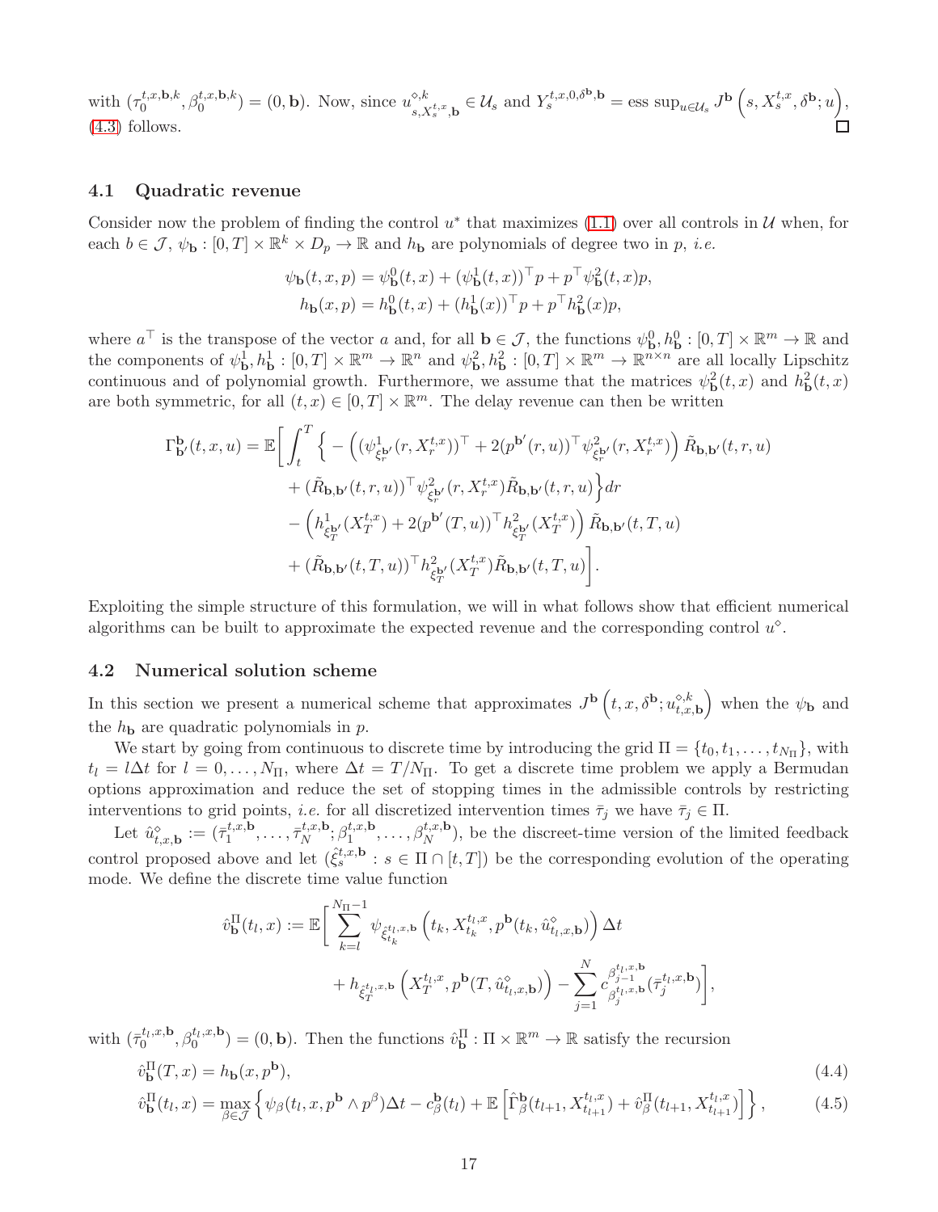with $(\tau_0^{t,x,\mathbf{b},k},\beta_0^{t,x,\mathbf{b},k}) = (0,\mathbf{b})$. Now, since $u^{\diamond,k}_{s,X_s^{t,x},\mathbf{b}} \in \mathcal{U}_s$ and $Y_s^{t,x,0,\delta^{\mathbf{b}},\mathbf{b}} = \text{ess sup}_{u\in\mathcal{U}_s} J^{\mathbf{b}}\left(s, X_s^{t,x},\delta^{\mathbf{b}};u\right)$, (4.3) follows. □

### 4.1 Quadratic revenue

Consider now the problem of finding the control $u^*$ that maximizes (1.1) over all controls in $\mathcal{U}$ when, for each $b\in\mathcal{J}$, $\psi_{\mathbf{b}} : [0,T]\times\mathbb{R}^k\times D_p\to\mathbb{R}$ and $h_{\mathbf{b}}$ are polynomials of degree two in $p$, *i.e.*

$$
\begin{aligned}
\psi_{\mathbf{b}}(t,x,p) &= \psi^0_{\mathbf{b}}(t,x) + (\psi^1_{\mathbf{b}}(t,x))^\top p + p^\top \psi^2_{\mathbf{b}}(t,x)p,\\
h_{\mathbf{b}}(x,p) &= h^0_{\mathbf{b}}(t,x) + (h^1_{\mathbf{b}}(x))^\top p + p^\top h^2_{\mathbf{b}}(x)p,
\end{aligned}
$$

where $a^\top$ is the transpose of the vector $a$ and, for all $\mathbf{b}\in\mathcal{J}$, the functions $\psi^0_{\mathbf{b}}, h^0_{\mathbf{b}} : [0,T]\times\mathbb{R}^m\to\mathbb{R}$ and the components of $\psi^1_{\mathbf{b}}, h^1_{\mathbf{b}} : [0,T]\times\mathbb{R}^m\to\mathbb{R}^n$ and $\psi^2_{\mathbf{b}}, h^2_{\mathbf{b}} : [0,T]\times\mathbb{R}^m\to\mathbb{R}^{n\times n}$ are all locally Lipschitz continuous and of polynomial growth. Furthermore, we assume that the matrices $\psi^2_{\mathbf{b}}(t,x)$ and $h^2_{\mathbf{b}}(t,x)$ are both symmetric, for all $(t,x)\in[0,T]\times\mathbb{R}^m$. The delay revenue can then be written

$$
\begin{aligned}
\Gamma^{\mathbf{b}}_{\mathbf{b}'}(t,x,u) = \mathbb{E}\bigg[\int_t^T \Big\{ &-\Big((\psi^1_{\xi_r^{\mathbf{b}'}}(r,X_r^{t,x}))^\top + 2(p^{\mathbf{b}'}(r,u))^\top\psi^2_{\xi_r^{\mathbf{b}'}}(r,X_r^{t,x})\Big)\tilde{R}_{\mathbf{b},\mathbf{b}'}(t,r,u)\\
&+ (\tilde{R}_{\mathbf{b},\mathbf{b}'}(t,r,u))^\top\psi^2_{\xi_r^{\mathbf{b}'}}(r,X_r^{t,x})\tilde{R}_{\mathbf{b},\mathbf{b}'}(t,r,u)\Big\}dr\\
&-\Big(h^1_{\xi_T^{\mathbf{b}'}}(X_T^{t,x}) + 2(p^{\mathbf{b}'}(T,u))^\top h^2_{\xi_T^{\mathbf{b}'}}(X_T^{t,x})\Big)\tilde{R}_{\mathbf{b},\mathbf{b}'}(t,T,u)\\
&+ (\tilde{R}_{\mathbf{b},\mathbf{b}'}(t,T,u))^\top h^2_{\xi_T^{\mathbf{b}'}}(X_T^{t,x})\tilde{R}_{\mathbf{b},\mathbf{b}'}(t,T,u)\bigg].
\end{aligned}
$$

Exploiting the simple structure of this formulation, we will in what follows show that efficient numerical algorithms can be built to approximate the expected revenue and the corresponding control $u^\diamond$.

### 4.2 Numerical solution scheme

In this section we present a numerical scheme that approximates $J^{\mathbf{b}}\left(t,x,\delta^{\mathbf{b}};u^{\diamond,k}_{t,x,\mathbf{b}}\right)$ when the $\psi_{\mathbf{b}}$ and the $h_{\mathbf{b}}$ are quadratic polynomials in $p$.

We start by going from continuous to discrete time by introducing the grid $\Pi=\{t_0,t_1,\dots,t_{N_\Pi}\}$, with $t_l = l\Delta t$ for $l=0,\dots,N_\Pi$, where $\Delta t = T/N_\Pi$. To get a discrete time problem we apply a Bermudan options approximation and reduce the set of stopping times in the admissible controls by restricting interventions to grid points, *i.e.* for all discretized intervention times $\bar{\tau}_j$ we have $\bar{\tau}_j\in\Pi$.

Let $\hat{u}^\diamond_{t,x,\mathbf{b}} := (\bar{\tau}_1^{t,x,\mathbf{b}},\dots,\bar{\tau}_N^{t,x,\mathbf{b}};\beta_1^{t,x,\mathbf{b}},\dots,\beta_N^{t,x,\mathbf{b}})$, be the discreet-time version of the limited feedback control proposed above and let $(\hat{\xi}_s^{t,x,\mathbf{b}} : s\in\Pi\cap[t,T])$ be the corresponding evolution of the operating mode. We define the discrete time value function

$$
\begin{aligned}
\hat{v}^\Pi_{\mathbf{b}}(t_l,x) := \mathbb{E}\bigg[&\sum_{k=l}^{N_\Pi-1}\psi_{\hat{\xi}^{t_l,x,\mathbf{b}}_{t_k}}\left(t_k, X^{t_l,x}_{t_k}, p^{\mathbf{b}}(t_k,\hat{u}^\diamond_{t_l,x,\mathbf{b}})\right)\Delta t\\
&+ h_{\hat{\xi}^{t_l,x,\mathbf{b}}_T}\left(X_T^{t_l,x}, p^{\mathbf{b}}(T,\hat{u}^\diamond_{t_l,x,\mathbf{b}})\right) - \sum_{j=1}^N c_{\beta_{j-1}^{t_l,x,\mathbf{b}}\beta_j^{t_l,x,\mathbf{b}}}(\bar{\tau}_j^{t_l,x,\mathbf{b}})\bigg],
\end{aligned}
$$

with $(\bar{\tau}_0^{t_l,x,\mathbf{b}},\beta_0^{t_l,x,\mathbf{b}}) = (0,\mathbf{b})$. Then the functions $\hat{v}^\Pi_{\mathbf{b}} : \Pi\times\mathbb{R}^m\to\mathbb{R}$ satisfy the recursion

$$
\hat{v}^\Pi_{\mathbf{b}}(T,x) = h_{\mathbf{b}}(x,p^{\mathbf{b}}), \tag{4.4}
$$

$$
\hat{v}^\Pi_{\mathbf{b}}(t_l,x) = \max_{\beta\in\mathcal{J}}\left\{\psi_\beta(t_l,x,p^{\mathbf{b}}\wedge p^\beta)\Delta t - c^{\mathbf{b}}_\beta(t_l) + \mathbb{E}\left[\hat{\Gamma}^{\mathbf{b}}_\beta(t_{l+1},X^{t_l,x}_{t_{l+1}}) + \hat{v}^\Pi_\beta(t_{l+1},X^{t_l,x}_{t_{l+1}})\right]\right\}, \tag{4.5}
$$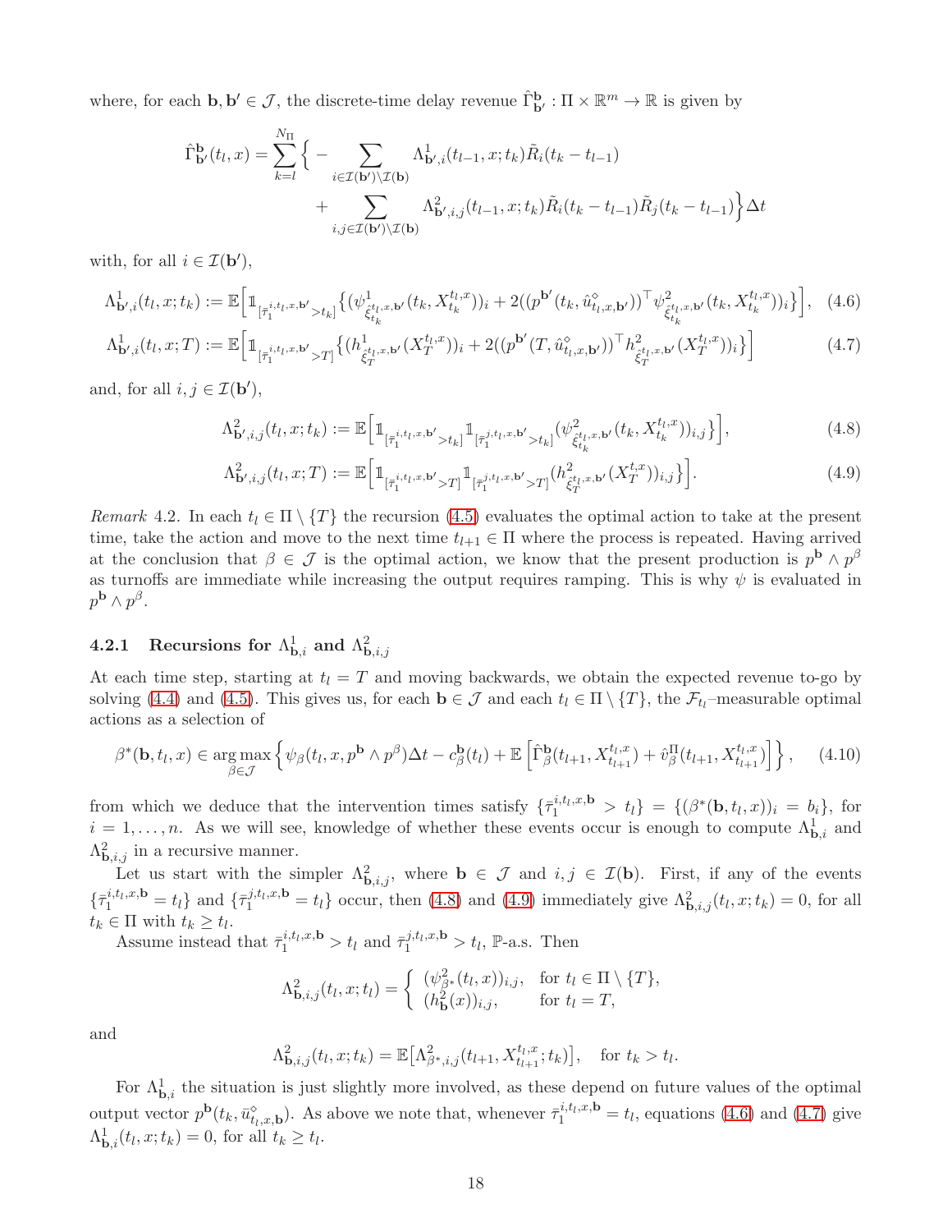where, for each $\mathbf{b}, \mathbf{b}' \in \mathcal{J}$, the discrete-time delay revenue $\hat{\Gamma}^{\mathbf{b}}_{\mathbf{b}'} : \Pi \times \mathbb{R}^m \to \mathbb{R}$ is given by

$$
\begin{aligned}
\hat{\Gamma}^{\mathbf{b}}_{\mathbf{b}'}(t_l, x) = \sum_{k=l}^{N_\Pi} \Big\{ &- \sum_{i \in \mathcal{I}(\mathbf{b}') \setminus \mathcal{I}(\mathbf{b})} \Lambda^1_{\mathbf{b}',i}(t_{l-1}, x; t_k) \tilde{R}_i(t_k - t_{l-1}) \\
&+ \sum_{i,j \in \mathcal{I}(\mathbf{b}') \setminus \mathcal{I}(\mathbf{b})} \Lambda^2_{\mathbf{b}',i,j}(t_{l-1}, x; t_k) \tilde{R}_i(t_k - t_{l-1}) \tilde{R}_j(t_k - t_{l-1}) \Big\} \Delta t
\end{aligned}
$$

with, for all $i \in \mathcal{I}(\mathbf{b}')$,

$$
\Lambda^1_{\mathbf{b}',i}(t_l, x; t_k) := \mathbb{E}\Big[ \mathbb{1}_{[\bar{\tau}_1^{i,t_l,x,\mathbf{b}'} > t_k]} \big\{ (\psi^1_{\hat{\xi}^{t_l,x,\mathbf{b}'}_{t_k}}(t_k, X^{t_l,x}_{t_k}))_i + 2((p^{\mathbf{b}'}(t_k, \hat{u}^\diamond_{t_l,x,\mathbf{b}'}))^\top \psi^2_{\hat{\xi}^{t_l,x,\mathbf{b}'}_{t_k}}(t_k, X^{t_l,x}_{t_k}))_i \big\} \Big], \tag{4.6}
$$

$$
\Lambda^1_{\mathbf{b}',i}(t_l, x; T) := \mathbb{E}\Big[ \mathbb{1}_{[\bar{\tau}_1^{i,t_l,x,\mathbf{b}'} > T]} \big\{ (h^1_{\hat{\xi}^{t_l,x,\mathbf{b}'}_T}(X^{t_l,x}_T))_i + 2((p^{\mathbf{b}'}(T, \hat{u}^\diamond_{t_l,x,\mathbf{b}'}))^\top h^2_{\hat{\xi}^{t_l,x,\mathbf{b}'}_T}(X^{t_l,x}_T))_i \big\} \Big] \tag{4.7}
$$

and, for all $i, j \in \mathcal{I}(\mathbf{b}')$,

$$
\Lambda^2_{\mathbf{b}',i,j}(t_l, x; t_k) := \mathbb{E}\Big[ \mathbb{1}_{[\bar{\tau}_1^{i,t_l,x,\mathbf{b}'} > t_k]} \mathbb{1}_{[\bar{\tau}_1^{j,t_l,x,\mathbf{b}'} > t_k]} (\psi^2_{\hat{\xi}^{t_l,x,\mathbf{b}'}_{t_k}}(t_k, X^{t_l,x}_{t_k}))_{i,j} \big\} \Big], \tag{4.8}
$$

$$
\Lambda^2_{\mathbf{b}',i,j}(t_l, x; T) := \mathbb{E}\Big[ \mathbb{1}_{[\bar{\tau}_1^{i,t_l,x,\mathbf{b}'} > T]} \mathbb{1}_{[\bar{\tau}_1^{j,t_l,x,\mathbf{b}'} > T]} (h^2_{\hat{\xi}^{t_l,x,\mathbf{b}'}_T}(X^{t,x}_T))_{i,j} \big\} \Big]. \tag{4.9}
$$

*Remark* 4.2. In each $t_l \in \Pi \setminus \{T\}$ the recursion (4.5) evaluates the optimal action to take at the present time, take the action and move to the next time $t_{l+1} \in \Pi$ where the process is repeated. Having arrived at the conclusion that $\beta \in \mathcal{J}$ is the optimal action, we know that the present production is $p^{\mathbf{b}} \wedge p^\beta$ as turnoffs are immediate while increasing the output requires ramping. This is why $\psi$ is evaluated in $p^{\mathbf{b}} \wedge p^\beta$.

### 4.2.1 Recursions for $\Lambda^1_{\mathbf{b},i}$ and $\Lambda^2_{\mathbf{b},i,j}$

At each time step, starting at $t_l = T$ and moving backwards, we obtain the expected revenue to-go by solving (4.4) and (4.5). This gives us, for each $\mathbf{b} \in \mathcal{J}$ and each $t_l \in \Pi \setminus \{T\}$, the $\mathcal{F}_{t_l}$–measurable optimal actions as a selection of

$$
\beta^*(\mathbf{b}, t_l, x) \in \underset{\beta \in \mathcal{J}}{\arg\max} \Big\{ \psi_\beta(t_l, x, p^{\mathbf{b}} \wedge p^\beta) \Delta t - c^{\mathbf{b}}_\beta(t_l) + \mathbb{E}\Big[ \hat{\Gamma}^{\mathbf{b}}_\beta(t_{l+1}, X^{t_l,x}_{t_{l+1}}) + \hat{v}^\Pi_\beta(t_{l+1}, X^{t_l,x}_{t_{l+1}}) \Big] \Big\}, \tag{4.10}
$$

from which we deduce that the intervention times satisfy $\{\bar{\tau}_1^{i,t_l,x,\mathbf{b}} > t_l\} = \{(\beta^*(\mathbf{b}, t_l, x))_i = b_i\}$, for $i = 1, \ldots, n$. As we will see, knowledge of whether these events occur is enough to compute $\Lambda^1_{\mathbf{b},i}$ and $\Lambda^2_{\mathbf{b},i,j}$ in a recursive manner.

Let us start with the simpler $\Lambda^2_{\mathbf{b},i,j}$, where $\mathbf{b} \in \mathcal{J}$ and $i, j \in \mathcal{I}(\mathbf{b})$. First, if any of the events $\{\bar{\tau}_1^{i,t_l,x,\mathbf{b}} = t_l\}$ and $\{\bar{\tau}_1^{j,t_l,x,\mathbf{b}} = t_l\}$ occur, then (4.8) and (4.9) immediately give $\Lambda^2_{\mathbf{b},i,j}(t_l, x; t_k) = 0$, for all $t_k \in \Pi$ with $t_k \geq t_l$.

Assume instead that $\bar{\tau}_1^{i,t_l,x,\mathbf{b}} > t_l$ and $\bar{\tau}_1^{j,t_l,x,\mathbf{b}} > t_l$, $\mathbb{P}$-a.s. Then

$$
\Lambda^2_{\mathbf{b},i,j}(t_l, x; t_l) = \begin{cases} (\psi^2_{\beta^*}(t_l, x))_{i,j}, & \text{for } t_l \in \Pi \setminus \{T\}, \\ (h^2_{\mathbf{b}}(x))_{i,j}, & \text{for } t_l = T, \end{cases}
$$

and

$$
\Lambda^2_{\mathbf{b},i,j}(t_l, x; t_k) = \mathbb{E}\big[ \Lambda^2_{\beta^*,i,j}(t_{l+1}, X^{t_l,x}_{t_{l+1}}; t_k) \big], \quad \text{for } t_k > t_l.
$$

For $\Lambda^1_{\mathbf{b},i}$ the situation is just slightly more involved, as these depend on future values of the optimal output vector $p^{\mathbf{b}}(t_k, \bar{u}^\diamond_{t_l,x,\mathbf{b}})$. As above we note that, whenever $\bar{\tau}_1^{i,t_l,x,\mathbf{b}} = t_l$, equations (4.6) and (4.7) give $\Lambda^1_{\mathbf{b},i}(t_l, x; t_k) = 0$, for all $t_k \geq t_l$.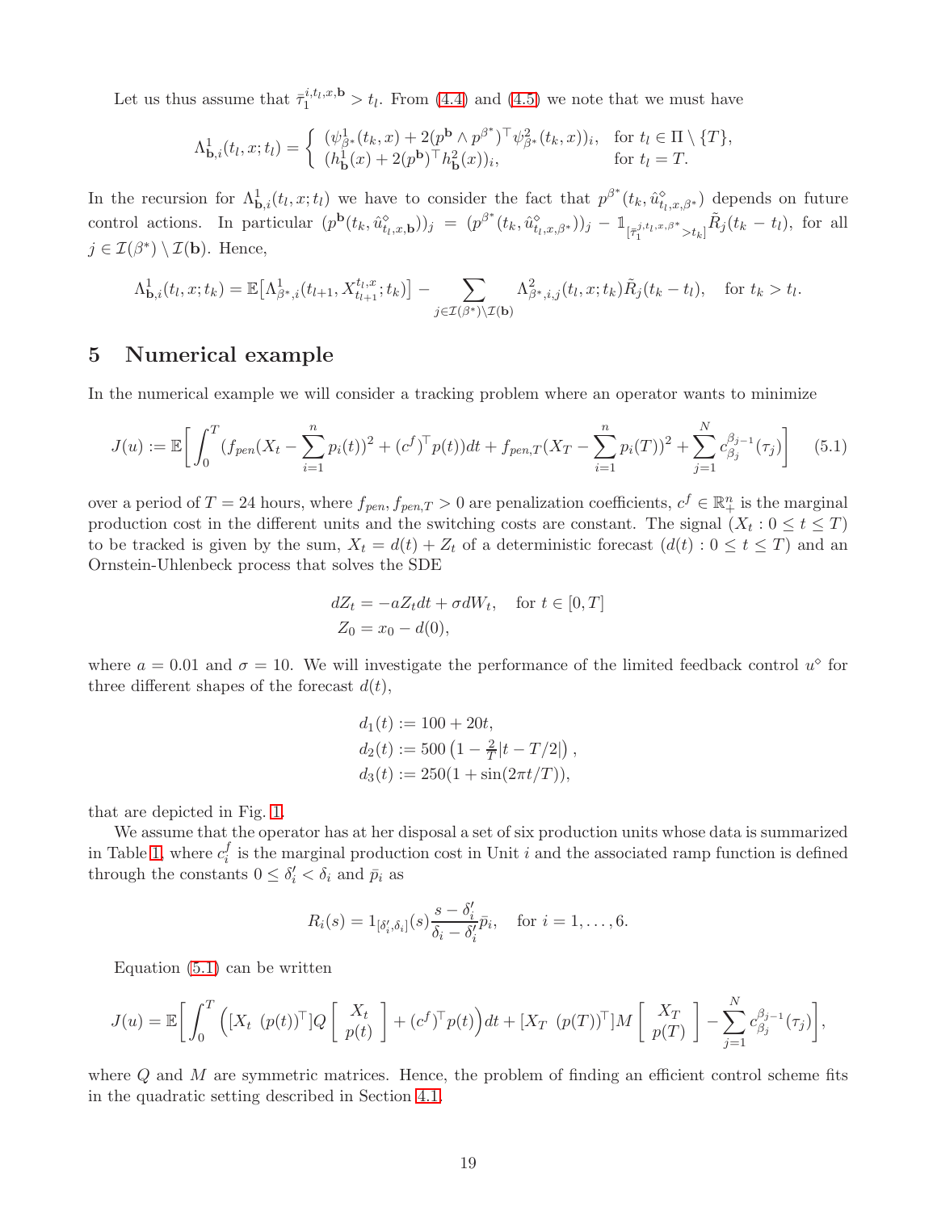Let us thus assume that $\bar{\tau}_1^{i,t_l,x,\mathbf{b}} > t_l$. From (4.4) and (4.5) we note that we must have

$$\Lambda^1_{\mathbf{b},i}(t_l,x;t_l) = \begin{cases} (\psi^1_{\beta^*}(t_k,x) + 2(p^{\mathbf{b}} \wedge p^{\beta^*})^\top \psi^2_{\beta^*}(t_k,x))_i, & \text{for } t_l \in \Pi \setminus \{T\}, \\ (h^1_{\mathbf{b}}(x) + 2(p^{\mathbf{b}})^\top h^2_{\mathbf{b}}(x))_i, & \text{for } t_l = T. \end{cases}$$

In the recursion for $\Lambda^1_{\mathbf{b},i}(t_l,x;t_l)$ we have to consider the fact that $p^{\beta^*}(t_k, \hat{u}^\diamond_{t_l,x,\beta^*})$ depends on future control actions. In particular $(p^{\mathbf{b}}(t_k, \hat{u}^\diamond_{t_l,x,\mathbf{b}}))_j = (p^{\beta^*}(t_k, \hat{u}^\diamond_{t_l,x,\beta^*}))_j - \mathbb{1}_{[\bar{\tau}_1^{j,t_l,x,\beta^*} > t_k]} \tilde{R}_j(t_k - t_l)$, for all $j \in \mathcal{I}(\beta^*) \setminus \mathcal{I}(\mathbf{b})$. Hence,

$$\Lambda^1_{\mathbf{b},i}(t_l,x;t_k) = \mathbb{E}\big[\Lambda^1_{\beta^*,i}(t_{l+1}, X^{t_l,x}_{t_{l+1}}; t_k)\big] - \sum_{j \in \mathcal{I}(\beta^*) \setminus \mathcal{I}(\mathbf{b})} \Lambda^2_{\beta^*,i,j}(t_l,x;t_k) \tilde{R}_j(t_k - t_l), \quad \text{for } t_k > t_l.$$

# 5 Numerical example

In the numerical example we will consider a tracking problem where an operator wants to minimize

$$J(u) := \mathbb{E}\bigg[\int_0^T (f_{pen}(X_t - \sum_{i=1}^n p_i(t))^2 + (c^f)^\top p(t))dt + f_{pen,T}(X_T - \sum_{i=1}^n p_i(T))^2 + \sum_{j=1}^N c^{\beta_{j-1}}_{\beta_j}(\tau_j)\bigg] \qquad (5.1)$$

over a period of $T = 24$ hours, where $f_{pen}, f_{pen,T} > 0$ are penalization coefficients, $c^f \in \mathbb{R}^n_+$ is the marginal production cost in the different units and the switching costs are constant. The signal $(X_t : 0 \le t \le T)$ to be tracked is given by the sum, $X_t = d(t) + Z_t$ of a deterministic forecast $(d(t) : 0 \le t \le T)$ and an Ornstein-Uhlenbeck process that solves the SDE

$$\begin{aligned} dZ_t &= -aZ_t dt + \sigma dW_t, \quad \text{for } t \in [0,T] \\ Z_0 &= x_0 - d(0), \end{aligned}$$

where $a = 0.01$ and $\sigma = 10$. We will investigate the performance of the limited feedback control $u^\diamond$ for three different shapes of the forecast $d(t)$,

$$\begin{aligned} d_1(t) &:= 100 + 20t, \\ d_2(t) &:= 500\left(1 - \tfrac{2}{T}|t - T/2|\right), \\ d_3(t) &:= 250(1 + \sin(2\pi t/T)), \end{aligned}$$

that are depicted in Fig. 1.

We assume that the operator has at her disposal a set of six production units whose data is summarized in Table 1, where $c^f_i$ is the marginal production cost in Unit $i$ and the associated ramp function is defined through the constants $0 \le \delta'_i < \delta_i$ and $\bar{p}_i$ as

$$R_i(s) = 1_{[\delta'_i, \delta_i]}(s) \frac{s - \delta'_i}{\delta_i - \delta'_i} \bar{p}_i, \quad \text{for } i = 1, \ldots, 6.$$

Equation (5.1) can be written

$$J(u) = \mathbb{E}\bigg[\int_0^T \Big([X_t \ \ (p(t))^\top] Q \begin{bmatrix} X_t \\ p(t) \end{bmatrix} + (c^f)^\top p(t)\Big)dt + [X_T \ \ (p(T))^\top] M \begin{bmatrix} X_T \\ p(T) \end{bmatrix} - \sum_{j=1}^N c^{\beta_{j-1}}_{\beta_j}(\tau_j)\bigg],$$

where $Q$ and $M$ are symmetric matrices. Hence, the problem of finding an efficient control scheme fits in the quadratic setting described in Section 4.1.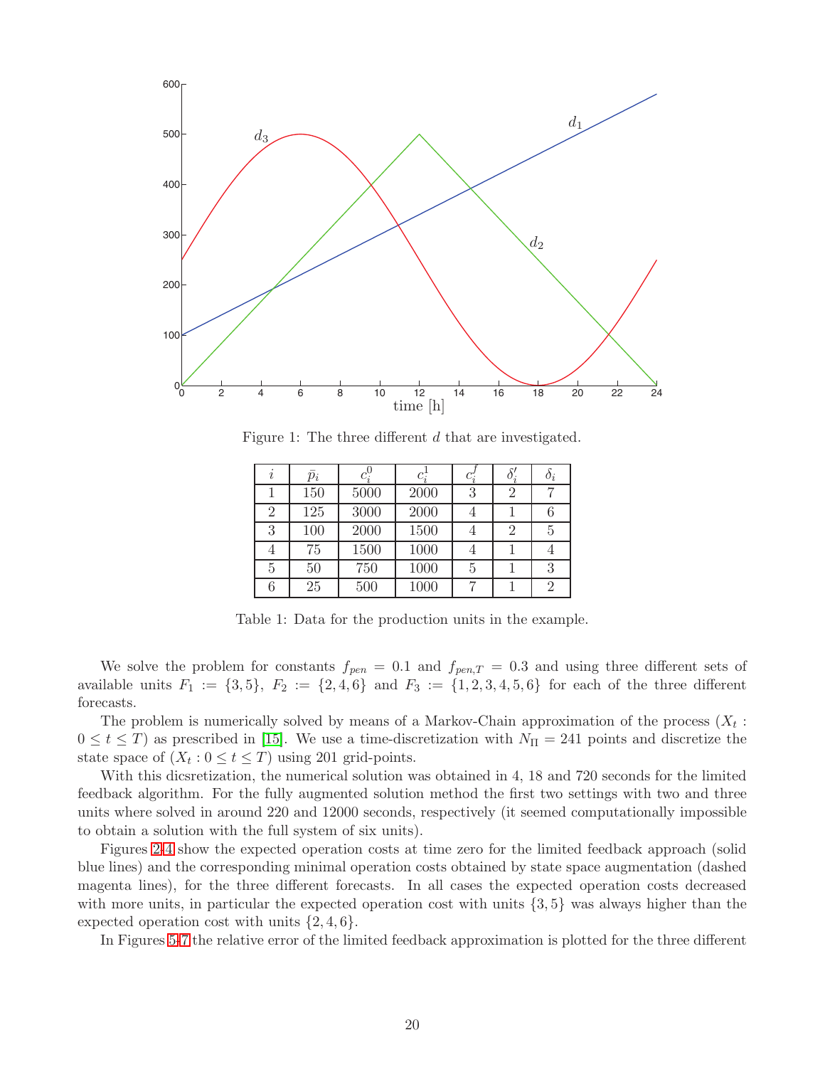Figure 1: The three different $d$ that are investigated.

| $i$ | $\bar{p}_i$ | $c_i^0$ | $c_i^1$ | $c_i^f$ | $\delta_i'$ | $\delta_i$ |
|---|---|---|---|---|---|---|
| 1 | 150 | 5000 | 2000 | 3 | 2 | 7 |
| 2 | 125 | 3000 | 2000 | 4 | 1 | 6 |
| 3 | 100 | 2000 | 1500 | 4 | 2 | 5 |
| 4 | 75 | 1500 | 1000 | 4 | 1 | 4 |
| 5 | 50 | 750 | 1000 | 5 | 1 | 3 |
| 6 | 25 | 500 | 1000 | 7 | 1 | 2 |

Table 1: Data for the production units in the example.

We solve the problem for constants $f_{pen} = 0.1$ and $f_{pen,T} = 0.3$ and using three different sets of available units $F_1 := \{3, 5\}$, $F_2 := \{2, 4, 6\}$ and $F_3 := \{1, 2, 3, 4, 5, 6\}$ for each of the three different forecasts.

The problem is numerically solved by means of a Markov-Chain approximation of the process $(X_t : 0 \leq t \leq T)$ as prescribed in [15]. We use a time-discretization with $N_{\mathrm{II}} = 241$ points and discretize the state space of $(X_t : 0 \leq t \leq T)$ using 201 grid-points.

With this dicsretization, the numerical solution was obtained in 4, 18 and 720 seconds for the limited feedback algorithm. For the fully augmented solution method the first two settings with two and three units where solved in around 220 and 12000 seconds, respectively (it seemed computationally impossible to obtain a solution with the full system of six units).

Figures 2-4 show the expected operation costs at time zero for the limited feedback approach (solid blue lines) and the corresponding minimal operation costs obtained by state space augmentation (dashed magenta lines), for the three different forecasts. In all cases the expected operation costs decreased with more units, in particular the expected operation cost with units $\{3, 5\}$ was always higher than the expected operation cost with units $\{2, 4, 6\}$.

In Figures 5-7 the relative error of the limited feedback approximation is plotted for the three different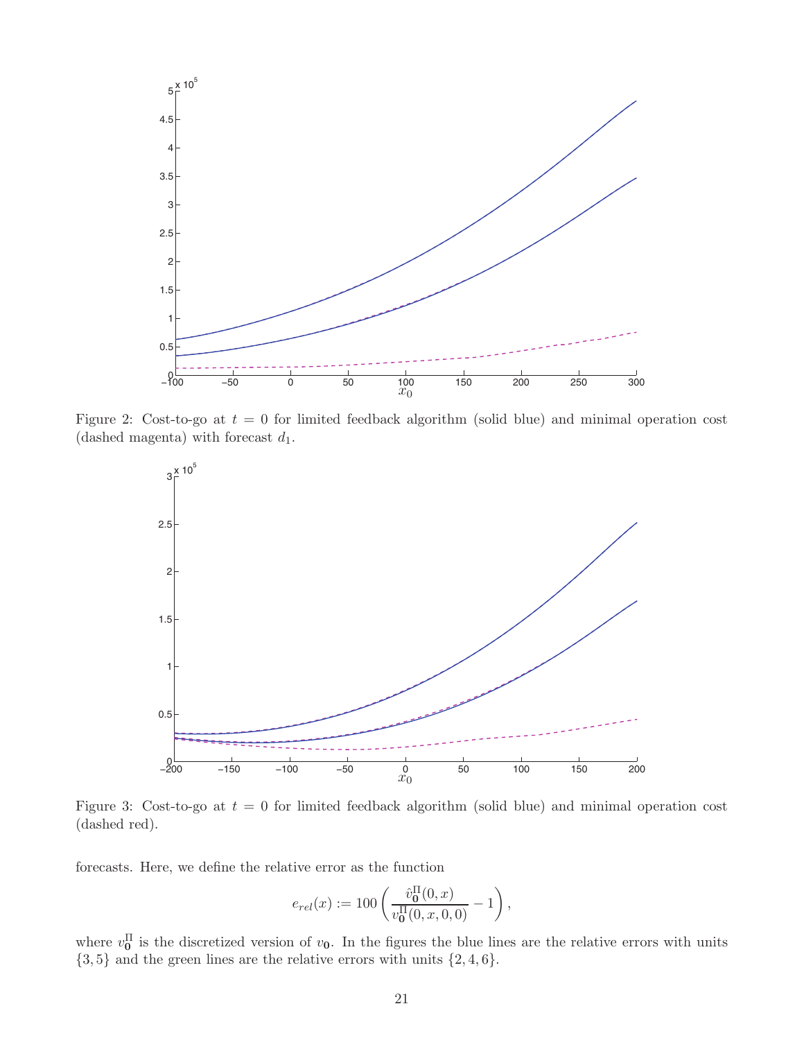Figure 2: Cost-to-go at $t = 0$ for limited feedback algorithm (solid blue) and minimal operation cost (dashed magenta) with forecast $d_1$.

Figure 3: Cost-to-go at $t = 0$ for limited feedback algorithm (solid blue) and minimal operation cost (dashed red).

forecasts. Here, we define the relative error as the function

$$e_{rel}(x) := 100\left(\frac{\hat{v}_{\mathbf{0}}^{\Pi}(0,x)}{v_{\mathbf{0}}^{\Pi}(0,x,0,0)} - 1\right),$$

where $v_{\mathbf{0}}^{\Pi}$ is the discretized version of $v_{\mathbf{0}}$. In the figures the blue lines are the relative errors with units $\{3,5\}$ and the green lines are the relative errors with units $\{2,4,6\}$.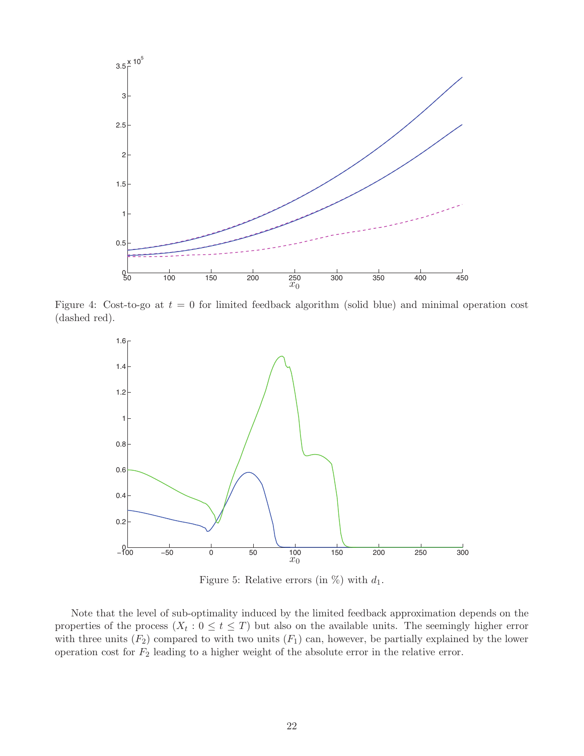Figure 4: Cost-to-go at $t = 0$ for limited feedback algorithm (solid blue) and minimal operation cost (dashed red).

Figure 5: Relative errors (in %) with $d_1$.

Note that the level of sub-optimality induced by the limited feedback approximation depends on the properties of the process $(X_t : 0 \leq t \leq T)$ but also on the available units. The seemingly higher error with three units ($F_2$) compared to with two units ($F_1$) can, however, be partially explained by the lower operation cost for $F_2$ leading to a higher weight of the absolute error in the relative error.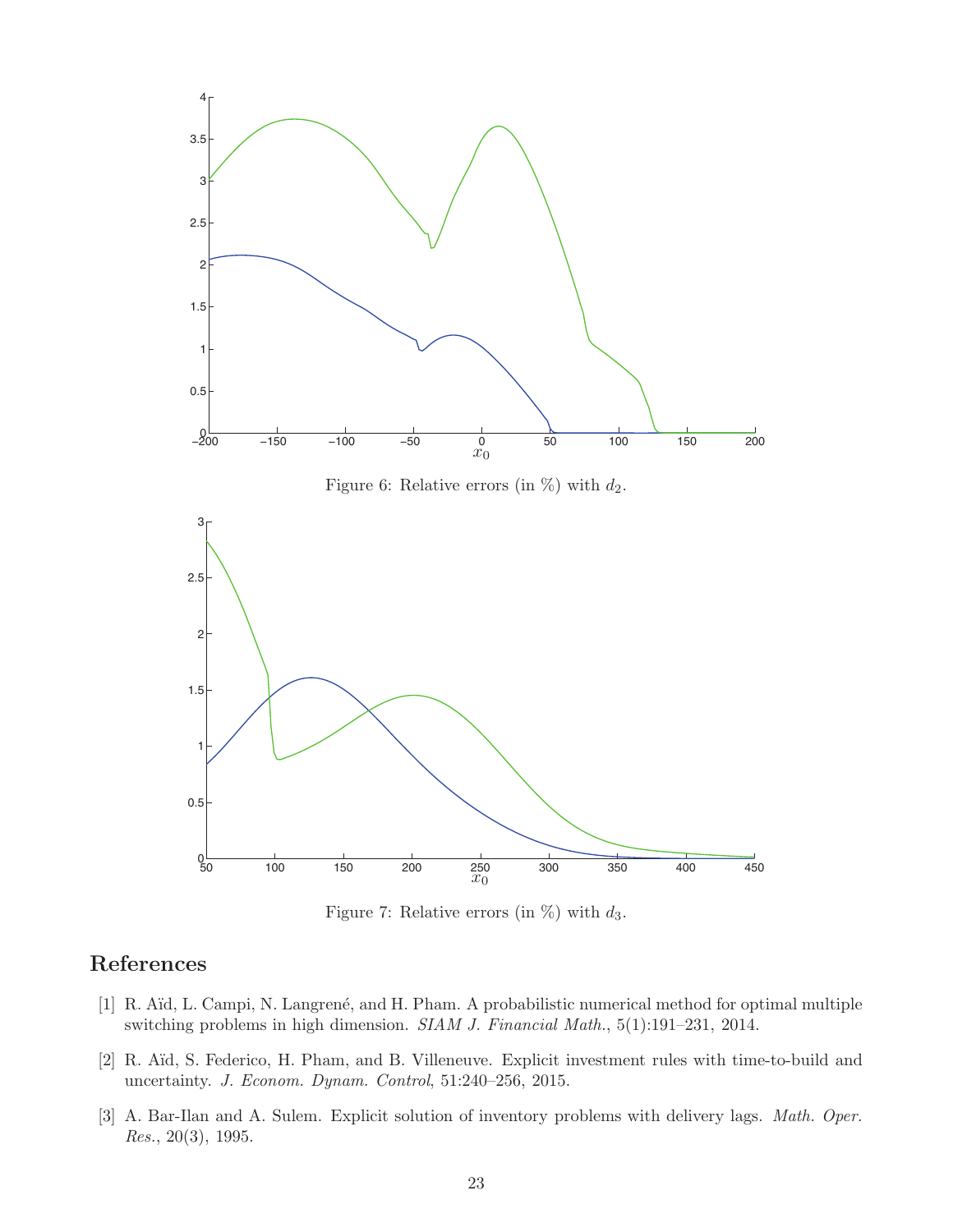Figure 6: Relative errors (in %) with $d_2$.

Figure 7: Relative errors (in %) with $d_3$.

## References

[1] R. Aïd, L. Campi, N. Langrené, and H. Pham. A probabilistic numerical method for optimal multiple switching problems in high dimension. *SIAM J. Financial Math.*, 5(1):191–231, 2014.

[2] R. Aïd, S. Federico, H. Pham, and B. Villeneuve. Explicit investment rules with time-to-build and uncertainty. *J. Econom. Dynam. Control*, 51:240–256, 2015.

[3] A. Bar-Ilan and A. Sulem. Explicit solution of inventory problems with delivery lags. *Math. Oper. Res.*, 20(3), 1995.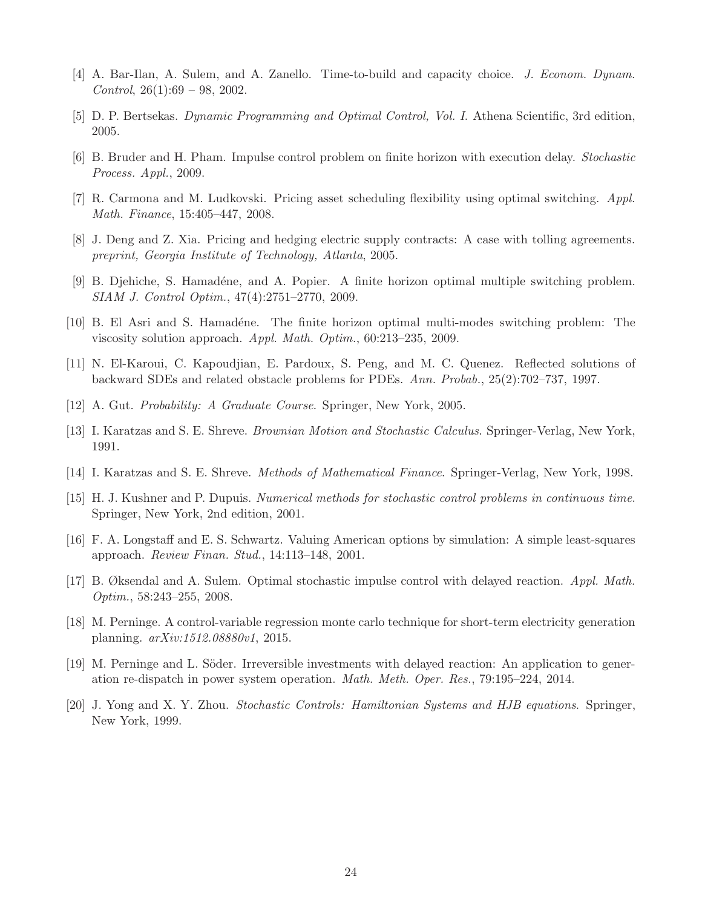[4] A. Bar-Ilan, A. Sulem, and A. Zanello. Time-to-build and capacity choice. *J. Econom. Dynam. Control*, 26(1):69 – 98, 2002.

[5] D. P. Bertsekas. *Dynamic Programming and Optimal Control, Vol. I*. Athena Scientific, 3rd edition, 2005.

[6] B. Bruder and H. Pham. Impulse control problem on finite horizon with execution delay. *Stochastic Process. Appl.*, 2009.

[7] R. Carmona and M. Ludkovski. Pricing asset scheduling flexibility using optimal switching. *Appl. Math. Finance*, 15:405–447, 2008.

[8] J. Deng and Z. Xia. Pricing and hedging electric supply contracts: A case with tolling agreements. *preprint, Georgia Institute of Technology, Atlanta*, 2005.

[9] B. Djehiche, S. Hamadéne, and A. Popier. A finite horizon optimal multiple switching problem. *SIAM J. Control Optim.*, 47(4):2751–2770, 2009.

[10] B. El Asri and S. Hamadéne. The finite horizon optimal multi-modes switching problem: The viscosity solution approach. *Appl. Math. Optim.*, 60:213–235, 2009.

[11] N. El-Karoui, C. Kapoudjian, E. Pardoux, S. Peng, and M. C. Quenez. Reflected solutions of backward SDEs and related obstacle problems for PDEs. *Ann. Probab.*, 25(2):702–737, 1997.

[12] A. Gut. *Probability: A Graduate Course*. Springer, New York, 2005.

[13] I. Karatzas and S. E. Shreve. *Brownian Motion and Stochastic Calculus*. Springer-Verlag, New York, 1991.

[14] I. Karatzas and S. E. Shreve. *Methods of Mathematical Finance*. Springer-Verlag, New York, 1998.

[15] H. J. Kushner and P. Dupuis. *Numerical methods for stochastic control problems in continuous time*. Springer, New York, 2nd edition, 2001.

[16] F. A. Longstaff and E. S. Schwartz. Valuing American options by simulation: A simple least-squares approach. *Review Finan. Stud.*, 14:113–148, 2001.

[17] B. Øksendal and A. Sulem. Optimal stochastic impulse control with delayed reaction. *Appl. Math. Optim.*, 58:243–255, 2008.

[18] M. Perninge. A control-variable regression monte carlo technique for short-term electricity generation planning. *arXiv:1512.08880v1*, 2015.

[19] M. Perninge and L. Söder. Irreversible investments with delayed reaction: An application to generation re-dispatch in power system operation. *Math. Meth. Oper. Res.*, 79:195–224, 2014.

[20] J. Yong and X. Y. Zhou. *Stochastic Controls: Hamiltonian Systems and HJB equations*. Springer, New York, 1999.